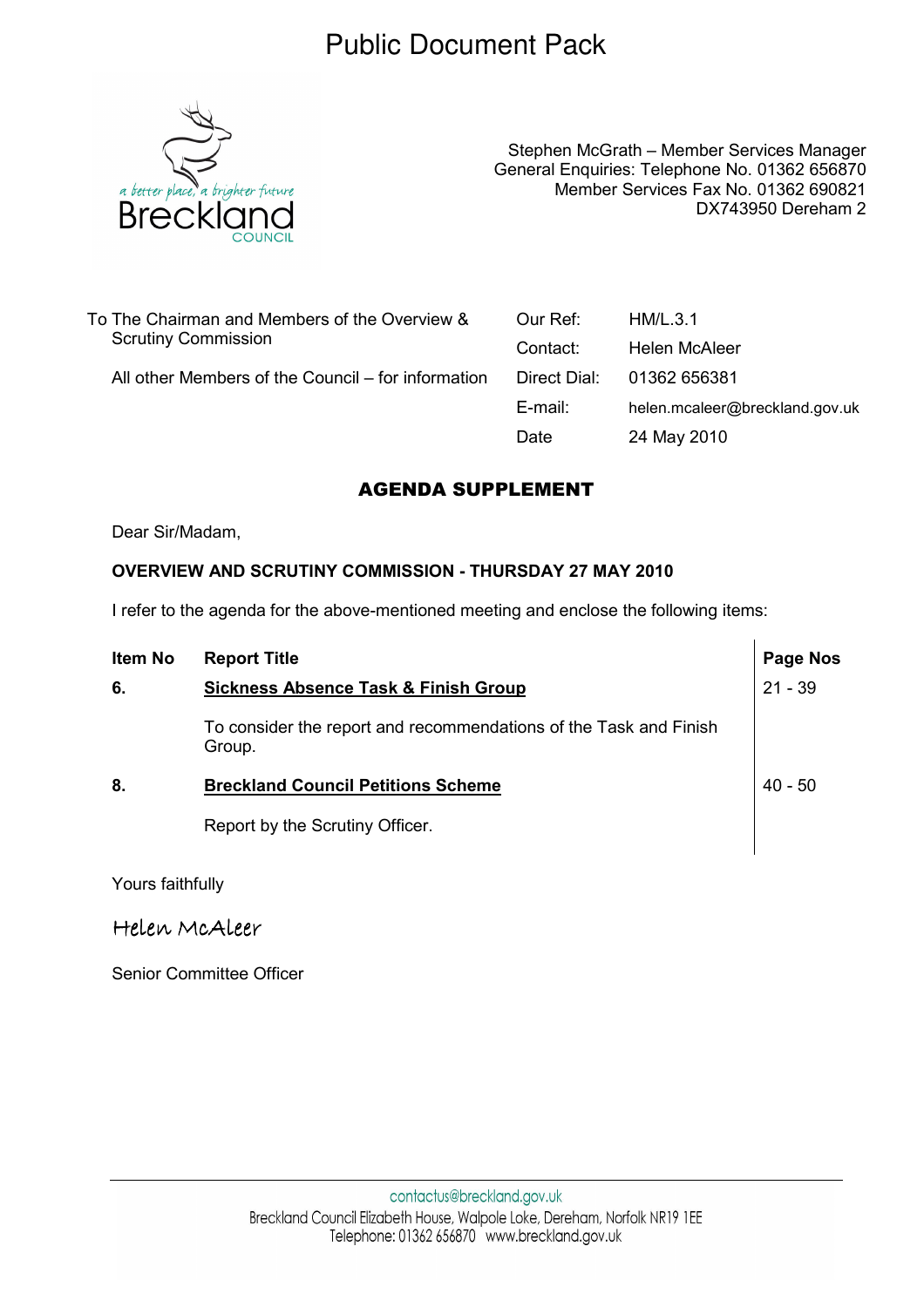# Public Document Pack

Stephen McGrath – Member Services Manager
General Enquiries: Telephone No. 01362 656870
Member Services Fax No. 01362 690821
DX743950 Dereham 2

To The Chairman and Members of the Overview & Scrutiny Commission

All other Members of the Council – for information

| | |
|---|---|
| Our Ref: | HM/L.3.1 |
| Contact: | Helen McAleer |
| Direct Dial: | 01362 656381 |
| E-mail: | helen.mcaleer@breckland.gov.uk |
| Date | 24 May 2010 |

## AGENDA SUPPLEMENT

Dear Sir/Madam,

**OVERVIEW AND SCRUTINY COMMISSION - THURSDAY 27 MAY 2010**

I refer to the agenda for the above-mentioned meeting and enclose the following items:

| Item No | Report Title | Page Nos |
|---|---|---|
| 6. | **Sickness Absence Task & Finish Group**<br><br>To consider the report and recommendations of the Task and Finish Group. | 21 - 39 |
| 8. | **Breckland Council Petitions Scheme**<br><br>Report by the Scrutiny Officer. | 40 - 50 |

Yours faithfully

Helen McAleer

Senior Committee Officer

contactus@breckland.gov.uk
Breckland Council Elizabeth House, Walpole Loke, Dereham, Norfolk NR19 1EE
Telephone: 01362 656870 www.breckland.gov.uk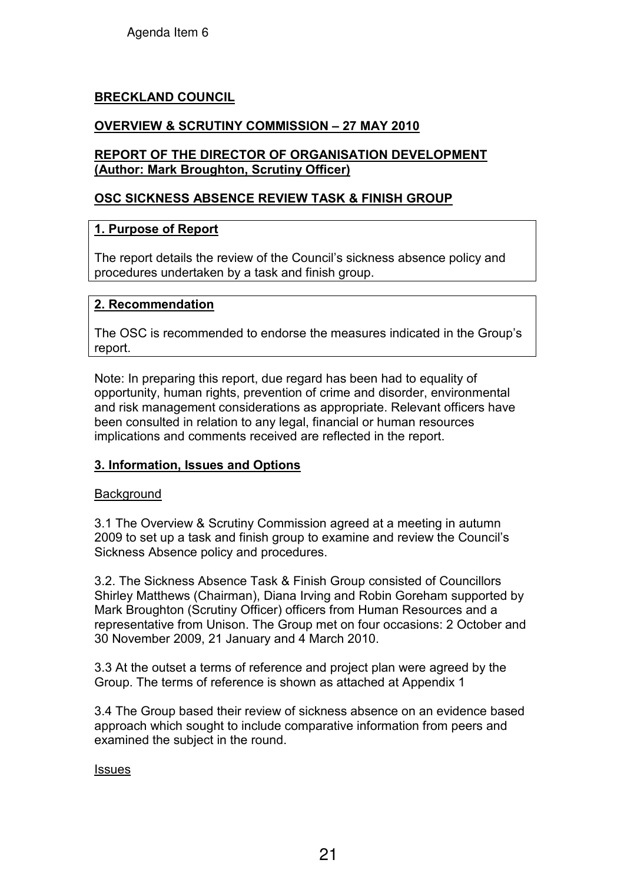Agenda Item 6

**BRECKLAND COUNCIL**

**OVERVIEW & SCRUTINY COMMISSION – 27 MAY 2010**

**REPORT OF THE DIRECTOR OF ORGANISATION DEVELOPMENT (Author: Mark Broughton, Scrutiny Officer)**

**OSC SICKNESS ABSENCE REVIEW TASK & FINISH GROUP**

**1. Purpose of Report**

The report details the review of the Council's sickness absence policy and procedures undertaken by a task and finish group.

**2. Recommendation**

The OSC is recommended to endorse the measures indicated in the Group's report.

Note: In preparing this report, due regard has been had to equality of opportunity, human rights, prevention of crime and disorder, environmental and risk management considerations as appropriate. Relevant officers have been consulted in relation to any legal, financial or human resources implications and comments received are reflected in the report.

**3. Information, Issues and Options**

Background

3.1 The Overview & Scrutiny Commission agreed at a meeting in autumn 2009 to set up a task and finish group to examine and review the Council's Sickness Absence policy and procedures.

3.2. The Sickness Absence Task & Finish Group consisted of Councillors Shirley Matthews (Chairman), Diana Irving and Robin Goreham supported by Mark Broughton (Scrutiny Officer) officers from Human Resources and a representative from Unison. The Group met on four occasions: 2 October and 30 November 2009, 21 January and 4 March 2010.

3.3 At the outset a terms of reference and project plan were agreed by the Group. The terms of reference is shown as attached at Appendix 1

3.4 The Group based their review of sickness absence on an evidence based approach which sought to include comparative information from peers and examined the subject in the round.

Issues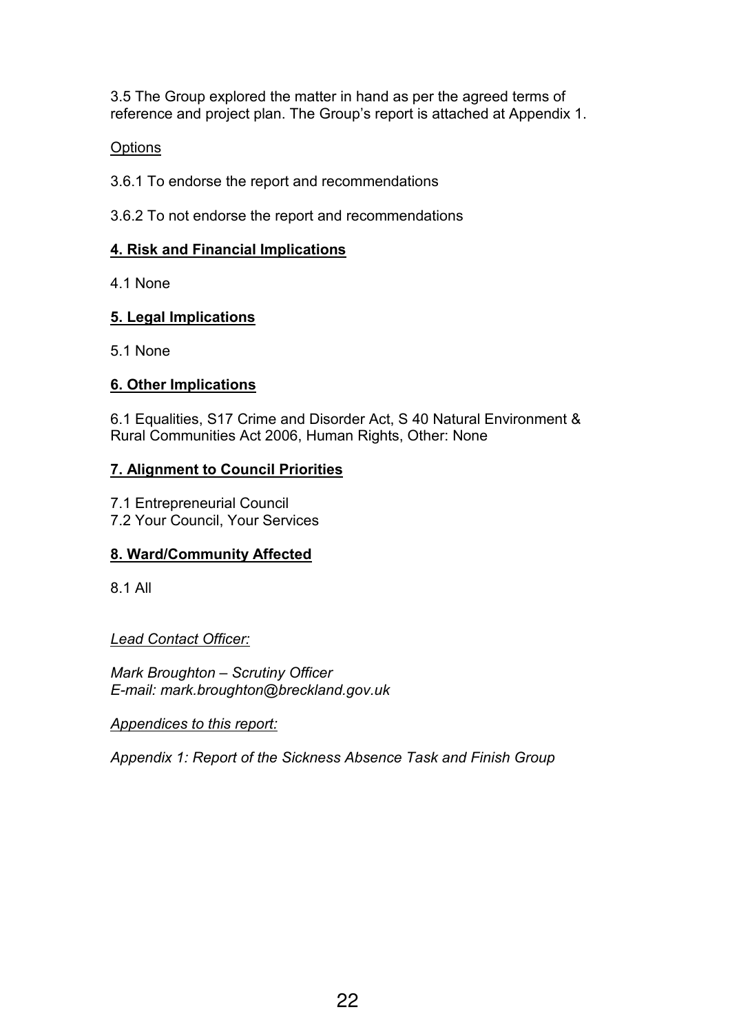3.5 The Group explored the matter in hand as per the agreed terms of reference and project plan. The Group's report is attached at Appendix 1.

Options

3.6.1 To endorse the report and recommendations

3.6.2 To not endorse the report and recommendations

## 4. Risk and Financial Implications

4.1 None

## 5. Legal Implications

5.1 None

## 6. Other Implications

6.1 Equalities, S17 Crime and Disorder Act, S 40 Natural Environment & Rural Communities Act 2006, Human Rights, Other: None

## 7. Alignment to Council Priorities

7.1 Entrepreneurial Council
7.2 Your Council, Your Services

## 8. Ward/Community Affected

8.1 All

*Lead Contact Officer:*

*Mark Broughton – Scrutiny Officer*
*E-mail: mark.broughton@breckland.gov.uk*

*Appendices to this report:*

*Appendix 1: Report of the Sickness Absence Task and Finish Group*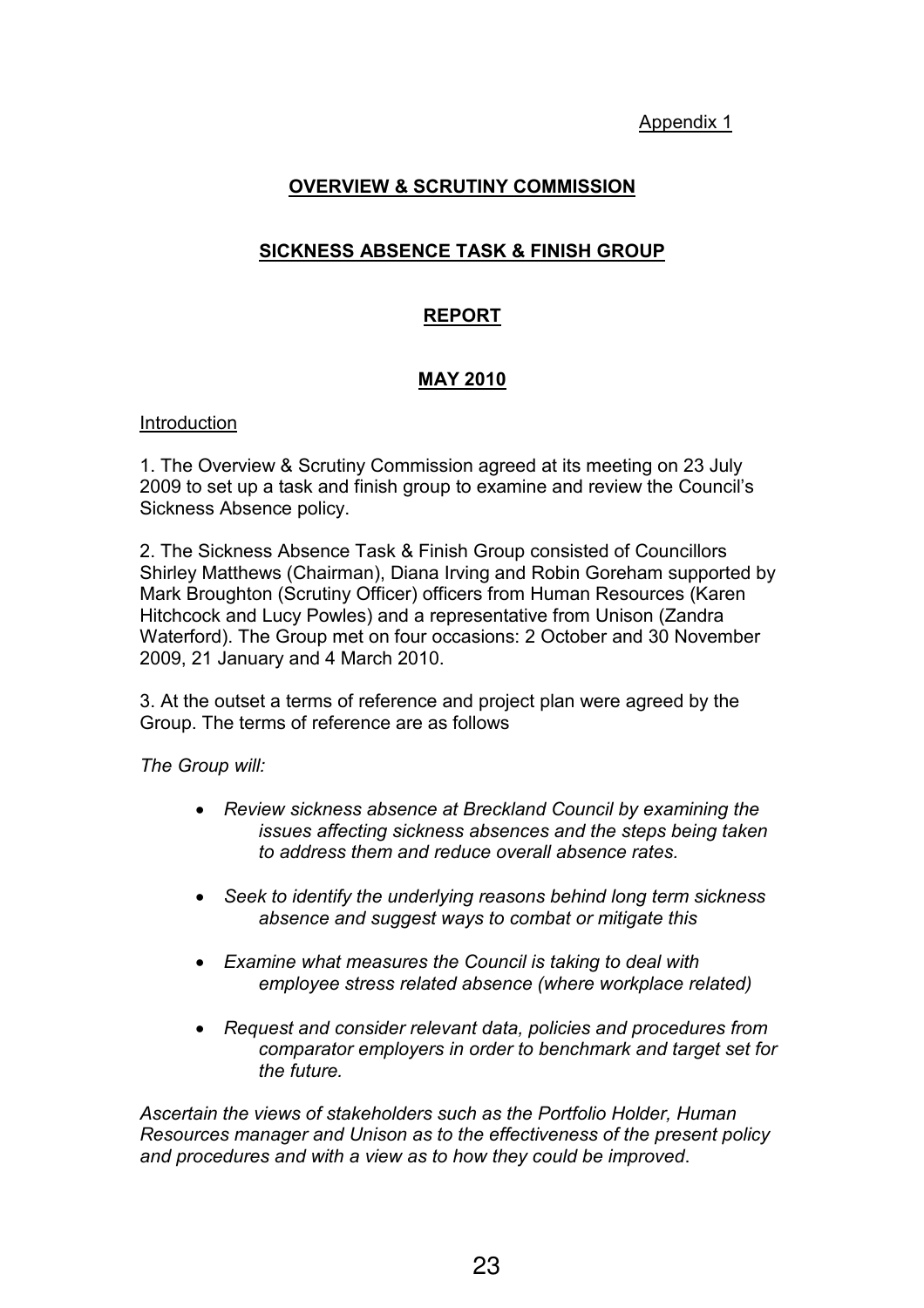Appendix 1

# OVERVIEW & SCRUTINY COMMISSION

## SICKNESS ABSENCE TASK & FINISH GROUP

## REPORT

## MAY 2010

Introduction

1. The Overview & Scrutiny Commission agreed at its meeting on 23 July 2009 to set up a task and finish group to examine and review the Council's Sickness Absence policy.

2. The Sickness Absence Task & Finish Group consisted of Councillors Shirley Matthews (Chairman), Diana Irving and Robin Goreham supported by Mark Broughton (Scrutiny Officer) officers from Human Resources (Karen Hitchcock and Lucy Powles) and a representative from Unison (Zandra Waterford). The Group met on four occasions: 2 October and 30 November 2009, 21 January and 4 March 2010.

3. At the outset a terms of reference and project plan were agreed by the Group. The terms of reference are as follows

*The Group will:*

- *Review sickness absence at Breckland Council by examining the issues affecting sickness absences and the steps being taken to address them and reduce overall absence rates.*
- *Seek to identify the underlying reasons behind long term sickness absence and suggest ways to combat or mitigate this*
- *Examine what measures the Council is taking to deal with employee stress related absence (where workplace related)*
- *Request and consider relevant data, policies and procedures from comparator employers in order to benchmark and target set for the future.*

*Ascertain the views of stakeholders such as the Portfolio Holder, Human Resources manager and Unison as to the effectiveness of the present policy and procedures and with a view as to how they could be improved*.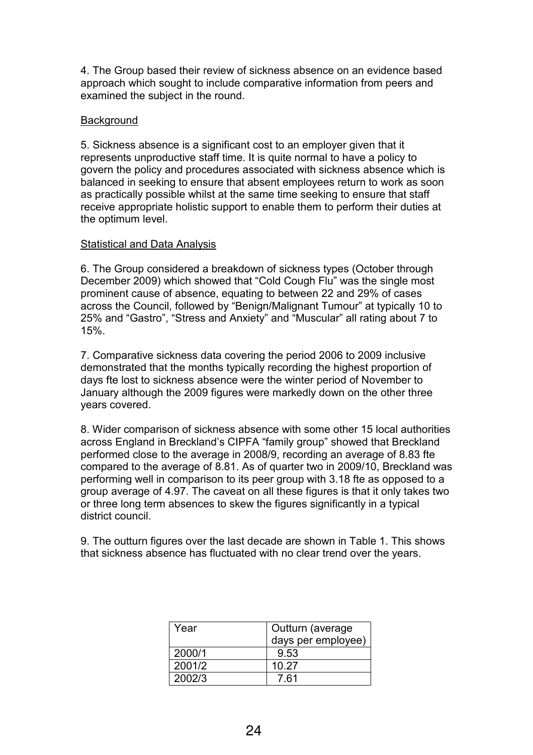4. The Group based their review of sickness absence on an evidence based approach which sought to include comparative information from peers and examined the subject in the round.

<u>Background</u>

5. Sickness absence is a significant cost to an employer given that it represents unproductive staff time. It is quite normal to have a policy to govern the policy and procedures associated with sickness absence which is balanced in seeking to ensure that absent employees return to work as soon as practically possible whilst at the same time seeking to ensure that staff receive appropriate holistic support to enable them to perform their duties at the optimum level.

<u>Statistical and Data Analysis</u>

6. The Group considered a breakdown of sickness types (October through December 2009) which showed that "Cold Cough Flu" was the single most prominent cause of absence, equating to between 22 and 29% of cases across the Council, followed by "Benign/Malignant Tumour" at typically 10 to 25% and "Gastro", "Stress and Anxiety" and "Muscular" all rating about 7 to 15%.

7. Comparative sickness data covering the period 2006 to 2009 inclusive demonstrated that the months typically recording the highest proportion of days fte lost to sickness absence were the winter period of November to January although the 2009 figures were markedly down on the other three years covered.

8. Wider comparison of sickness absence with some other 15 local authorities across England in Breckland's CIPFA "family group" showed that Breckland performed close to the average in 2008/9, recording an average of 8.83 fte compared to the average of 8.81. As of quarter two in 2009/10, Breckland was performing well in comparison to its peer group with 3.18 fte as opposed to a group average of 4.97. The caveat on all these figures is that it only takes two or three long term absences to skew the figures significantly in a typical district council.

9. The outturn figures over the last decade are shown in Table 1. This shows that sickness absence has fluctuated with no clear trend over the years.

| Year | Outturn (average days per employee) |
|---|---|
| 2000/1 | 9.53 |
| 2001/2 | 10.27 |
| 2002/3 | 7.61 |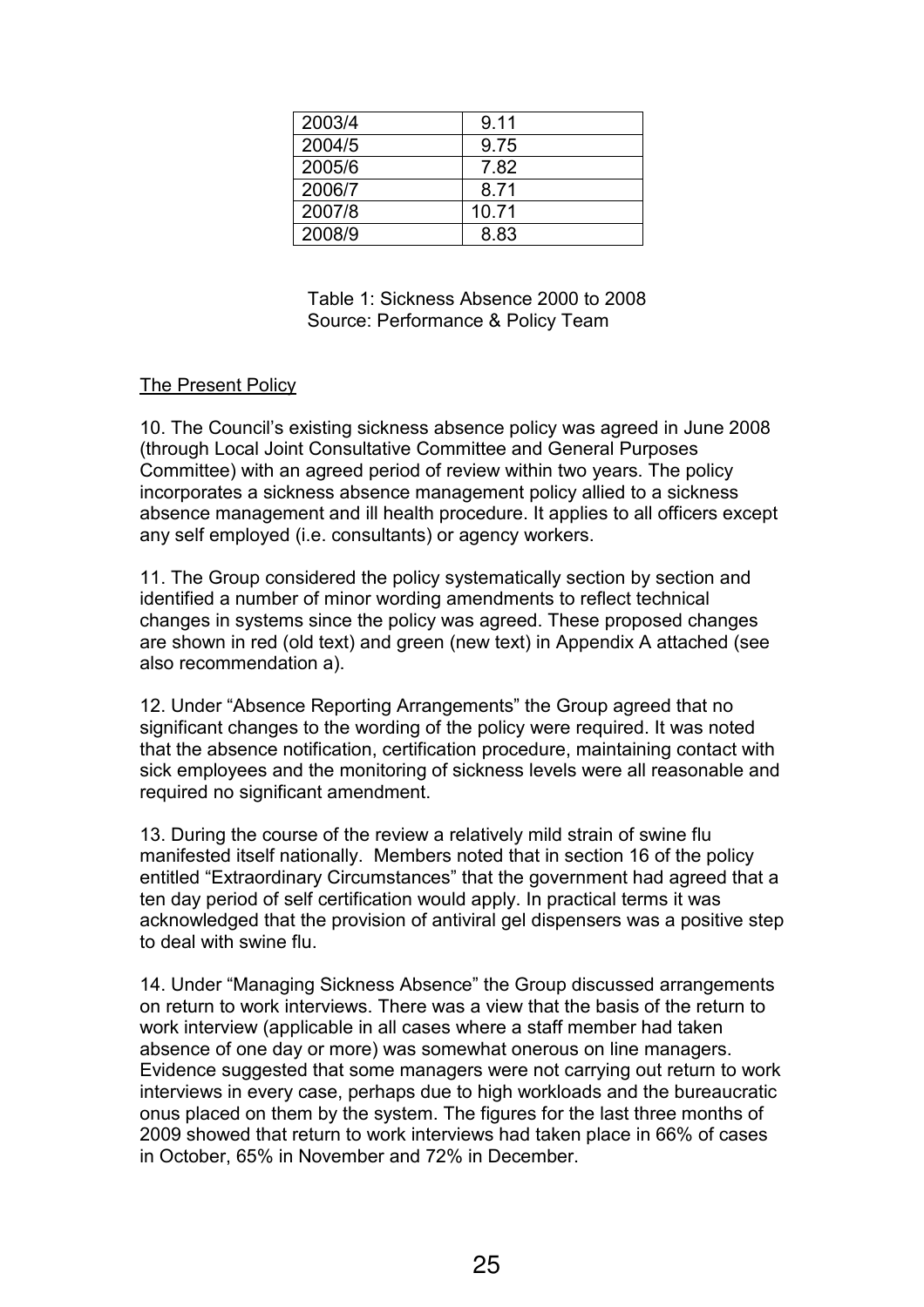| | |
|---|---|
| 2003/4 | 9.11 |
| 2004/5 | 9.75 |
| 2005/6 | 7.82 |
| 2006/7 | 8.71 |
| 2007/8 | 10.71 |
| 2008/9 | 8.83 |

Table 1: Sickness Absence 2000 to 2008
Source: Performance & Policy Team

The Present Policy

10. The Council's existing sickness absence policy was agreed in June 2008 (through Local Joint Consultative Committee and General Purposes Committee) with an agreed period of review within two years. The policy incorporates a sickness absence management policy allied to a sickness absence management and ill health procedure. It applies to all officers except any self employed (i.e. consultants) or agency workers.

11. The Group considered the policy systematically section by section and identified a number of minor wording amendments to reflect technical changes in systems since the policy was agreed. These proposed changes are shown in red (old text) and green (new text) in Appendix A attached (see also recommendation a).

12. Under "Absence Reporting Arrangements" the Group agreed that no significant changes to the wording of the policy were required. It was noted that the absence notification, certification procedure, maintaining contact with sick employees and the monitoring of sickness levels were all reasonable and required no significant amendment.

13. During the course of the review a relatively mild strain of swine flu manifested itself nationally. Members noted that in section 16 of the policy entitled "Extraordinary Circumstances" that the government had agreed that a ten day period of self certification would apply. In practical terms it was acknowledged that the provision of antiviral gel dispensers was a positive step to deal with swine flu.

14. Under "Managing Sickness Absence" the Group discussed arrangements on return to work interviews. There was a view that the basis of the return to work interview (applicable in all cases where a staff member had taken absence of one day or more) was somewhat onerous on line managers. Evidence suggested that some managers were not carrying out return to work interviews in every case, perhaps due to high workloads and the bureaucratic onus placed on them by the system. The figures for the last three months of 2009 showed that return to work interviews had taken place in 66% of cases in October, 65% in November and 72% in December.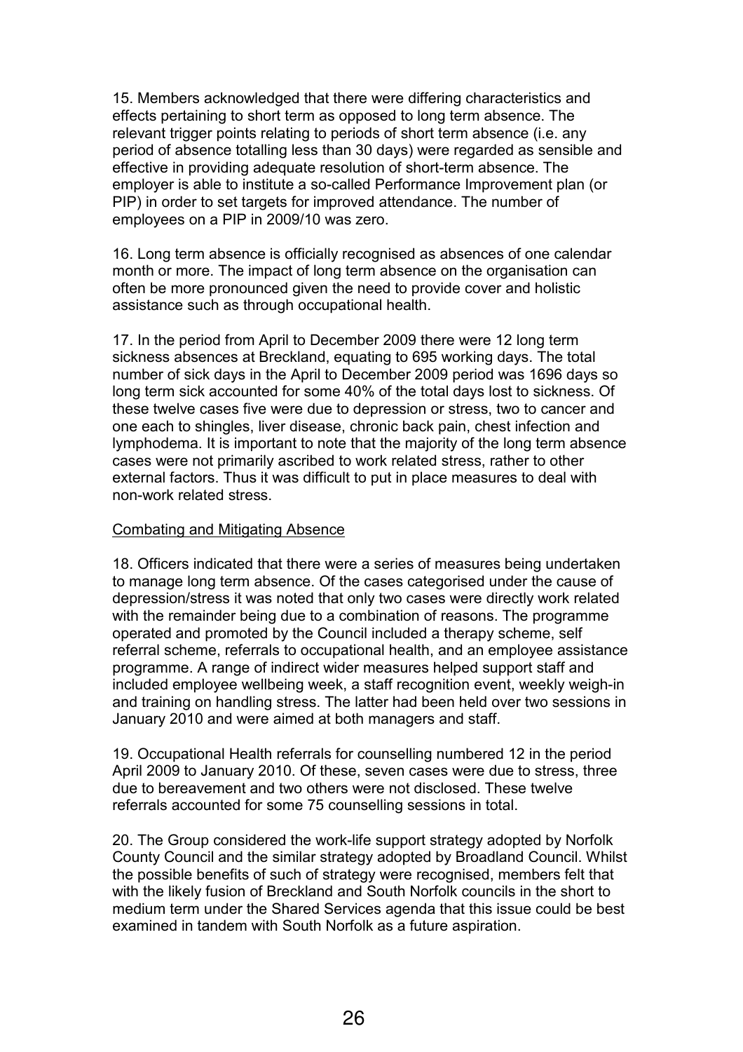15. Members acknowledged that there were differing characteristics and effects pertaining to short term as opposed to long term absence. The relevant trigger points relating to periods of short term absence (i.e. any period of absence totalling less than 30 days) were regarded as sensible and effective in providing adequate resolution of short-term absence. The employer is able to institute a so-called Performance Improvement plan (or PIP) in order to set targets for improved attendance. The number of employees on a PIP in 2009/10 was zero.

16. Long term absence is officially recognised as absences of one calendar month or more. The impact of long term absence on the organisation can often be more pronounced given the need to provide cover and holistic assistance such as through occupational health.

17. In the period from April to December 2009 there were 12 long term sickness absences at Breckland, equating to 695 working days. The total number of sick days in the April to December 2009 period was 1696 days so long term sick accounted for some 40% of the total days lost to sickness. Of these twelve cases five were due to depression or stress, two to cancer and one each to shingles, liver disease, chronic back pain, chest infection and lymphodema. It is important to note that the majority of the long term absence cases were not primarily ascribed to work related stress, rather to other external factors. Thus it was difficult to put in place measures to deal with non-work related stress.

<u>Combating and Mitigating Absence</u>

18. Officers indicated that there were a series of measures being undertaken to manage long term absence. Of the cases categorised under the cause of depression/stress it was noted that only two cases were directly work related with the remainder being due to a combination of reasons. The programme operated and promoted by the Council included a therapy scheme, self referral scheme, referrals to occupational health, and an employee assistance programme. A range of indirect wider measures helped support staff and included employee wellbeing week, a staff recognition event, weekly weigh-in and training on handling stress. The latter had been held over two sessions in January 2010 and were aimed at both managers and staff.

19. Occupational Health referrals for counselling numbered 12 in the period April 2009 to January 2010. Of these, seven cases were due to stress, three due to bereavement and two others were not disclosed. These twelve referrals accounted for some 75 counselling sessions in total.

20. The Group considered the work-life support strategy adopted by Norfolk County Council and the similar strategy adopted by Broadland Council. Whilst the possible benefits of such of strategy were recognised, members felt that with the likely fusion of Breckland and South Norfolk councils in the short to medium term under the Shared Services agenda that this issue could be best examined in tandem with South Norfolk as a future aspiration.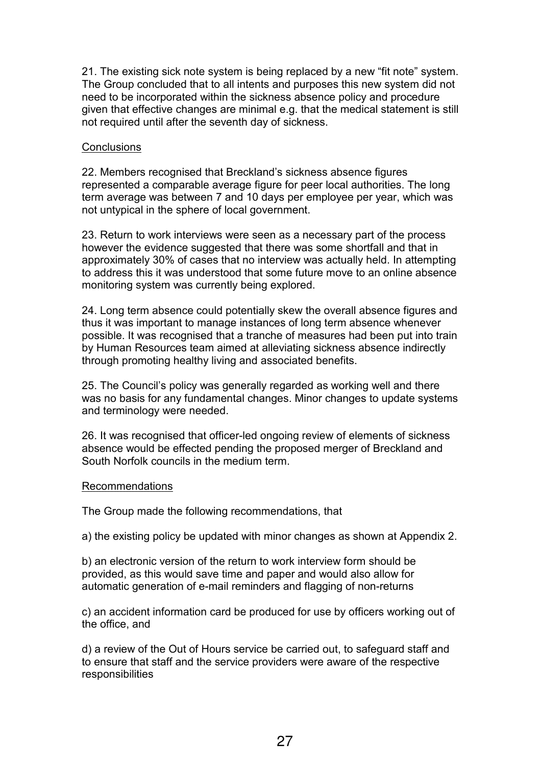21. The existing sick note system is being replaced by a new “fit note” system. The Group concluded that to all intents and purposes this new system did not need to be incorporated within the sickness absence policy and procedure given that effective changes are minimal e.g. that the medical statement is still not required until after the seventh day of sickness.

<u>Conclusions</u>

22. Members recognised that Breckland’s sickness absence figures represented a comparable average figure for peer local authorities. The long term average was between 7 and 10 days per employee per year, which was not untypical in the sphere of local government.

23. Return to work interviews were seen as a necessary part of the process however the evidence suggested that there was some shortfall and that in approximately 30% of cases that no interview was actually held. In attempting to address this it was understood that some future move to an online absence monitoring system was currently being explored.

24. Long term absence could potentially skew the overall absence figures and thus it was important to manage instances of long term absence whenever possible. It was recognised that a tranche of measures had been put into train by Human Resources team aimed at alleviating sickness absence indirectly through promoting healthy living and associated benefits.

25. The Council’s policy was generally regarded as working well and there was no basis for any fundamental changes. Minor changes to update systems and terminology were needed.

26. It was recognised that officer-led ongoing review of elements of sickness absence would be effected pending the proposed merger of Breckland and South Norfolk councils in the medium term.

<u>Recommendations</u>

The Group made the following recommendations, that

a) the existing policy be updated with minor changes as shown at Appendix 2.

b) an electronic version of the return to work interview form should be provided, as this would save time and paper and would also allow for automatic generation of e-mail reminders and flagging of non-returns

c) an accident information card be produced for use by officers working out of the office, and

d) a review of the Out of Hours service be carried out, to safeguard staff and to ensure that staff and the service providers were aware of the respective responsibilities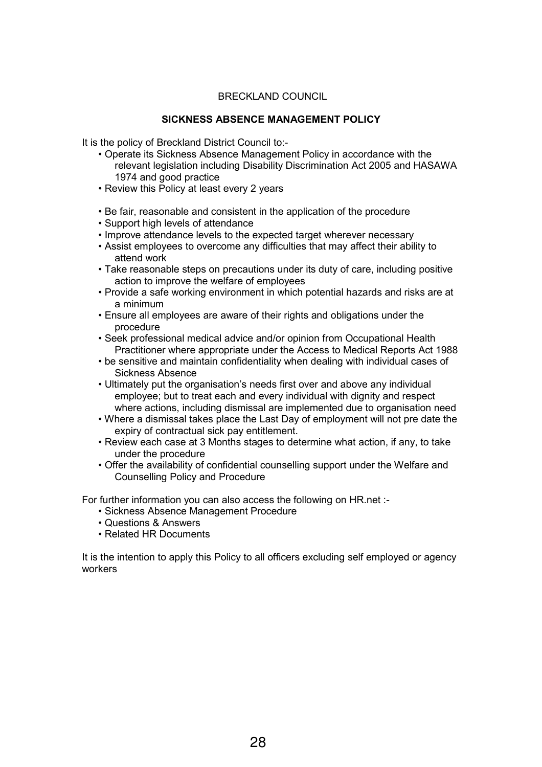BRECKLAND COUNCIL

**SICKNESS ABSENCE MANAGEMENT POLICY**

It is the policy of Breckland District Council to:-

- Operate its Sickness Absence Management Policy in accordance with the relevant legislation including Disability Discrimination Act 2005 and HASAWA 1974 and good practice
- Review this Policy at least every 2 years
- Be fair, reasonable and consistent in the application of the procedure
- Support high levels of attendance
- Improve attendance levels to the expected target wherever necessary
- Assist employees to overcome any difficulties that may affect their ability to attend work
- Take reasonable steps on precautions under its duty of care, including positive action to improve the welfare of employees
- Provide a safe working environment in which potential hazards and risks are at a minimum
- Ensure all employees are aware of their rights and obligations under the procedure
- Seek professional medical advice and/or opinion from Occupational Health Practitioner where appropriate under the Access to Medical Reports Act 1988
- be sensitive and maintain confidentiality when dealing with individual cases of Sickness Absence
- Ultimately put the organisation's needs first over and above any individual employee; but to treat each and every individual with dignity and respect where actions, including dismissal are implemented due to organisation need
- Where a dismissal takes place the Last Day of employment will not pre date the expiry of contractual sick pay entitlement.
- Review each case at 3 Months stages to determine what action, if any, to take under the procedure
- Offer the availability of confidential counselling support under the Welfare and Counselling Policy and Procedure

For further information you can also access the following on HR.net :-

- Sickness Absence Management Procedure
- Questions & Answers
- Related HR Documents

It is the intention to apply this Policy to all officers excluding self employed or agency workers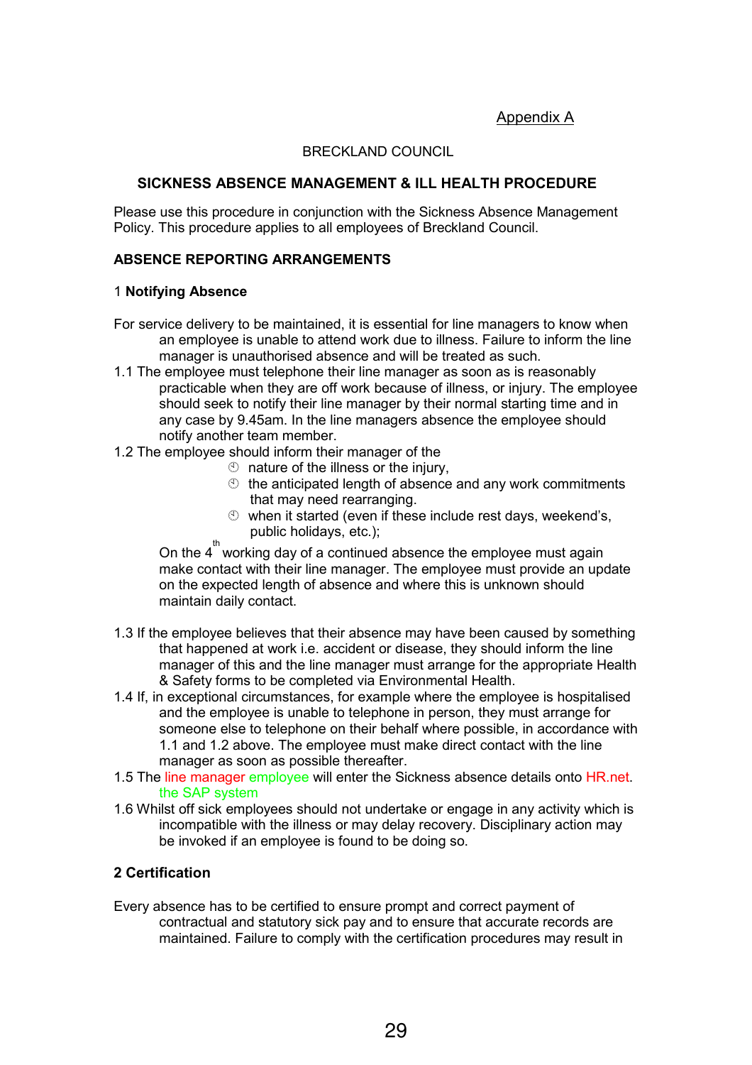Appendix A

BRECKLAND COUNCIL

## SICKNESS ABSENCE MANAGEMENT & ILL HEALTH PROCEDURE

Please use this procedure in conjunction with the Sickness Absence Management Policy. This procedure applies to all employees of Breckland Council.

### ABSENCE REPORTING ARRANGEMENTS

#### 1 Notifying Absence

For service delivery to be maintained, it is essential for line managers to know when an employee is unable to attend work due to illness. Failure to inform the line manager is unauthorised absence and will be treated as such.

1.1 The employee must telephone their line manager as soon as is reasonably practicable when they are off work because of illness, or injury. The employee should seek to notify their line manager by their normal starting time and in any case by 9.45am. In the line managers absence the employee should notify another team member.

1.2 The employee should inform their manager of the

- nature of the illness or the injury,
- the anticipated length of absence and any work commitments that may need rearranging.
- when it started (even if these include rest days, weekend's, public holidays, etc.);

On the 4th working day of a continued absence the employee must again make contact with their line manager. The employee must provide an update on the expected length of absence and where this is unknown should maintain daily contact.

1.3 If the employee believes that their absence may have been caused by something that happened at work i.e. accident or disease, they should inform the line manager of this and the line manager must arrange for the appropriate Health & Safety forms to be completed via Environmental Health.

1.4 If, in exceptional circumstances, for example where the employee is hospitalised and the employee is unable to telephone in person, they must arrange for someone else to telephone on their behalf where possible, in accordance with 1.1 and 1.2 above. The employee must make direct contact with the line manager as soon as possible thereafter.

1.5 The line manager employee will enter the Sickness absence details onto HR.net. the SAP system

1.6 Whilst off sick employees should not undertake or engage in any activity which is incompatible with the illness or may delay recovery. Disciplinary action may be invoked if an employee is found to be doing so.

#### 2 Certification

Every absence has to be certified to ensure prompt and correct payment of contractual and statutory sick pay and to ensure that accurate records are maintained. Failure to comply with the certification procedures may result in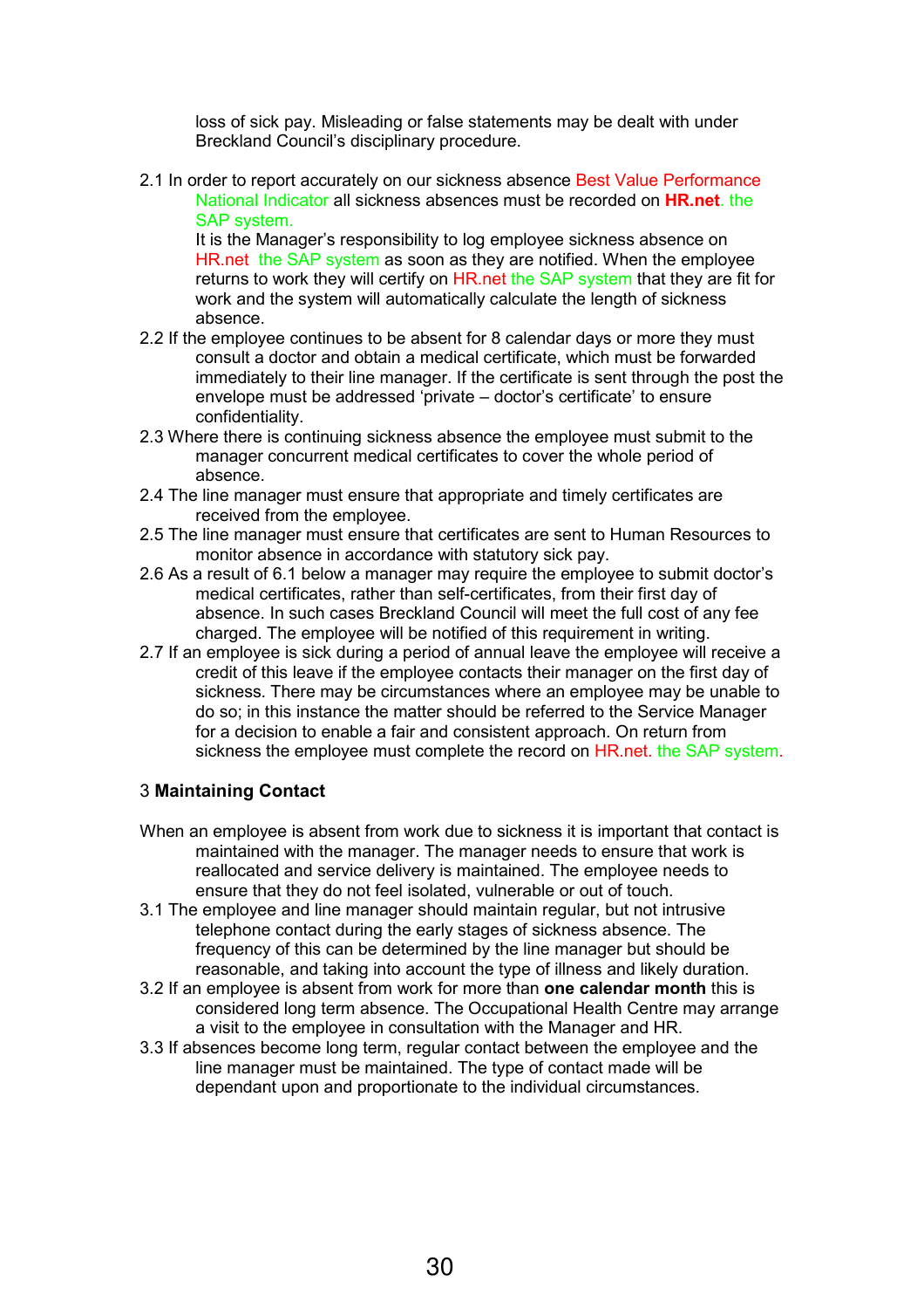loss of sick pay. Misleading or false statements may be dealt with under Breckland Council's disciplinary procedure.

2.1 In order to report accurately on our sickness absence Best Value Performance National Indicator all sickness absences must be recorded on **HR.net**. the SAP system.
It is the Manager's responsibility to log employee sickness absence on HR.net the SAP system as soon as they are notified. When the employee returns to work they will certify on HR.net the SAP system that they are fit for work and the system will automatically calculate the length of sickness absence.

2.2 If the employee continues to be absent for 8 calendar days or more they must consult a doctor and obtain a medical certificate, which must be forwarded immediately to their line manager. If the certificate is sent through the post the envelope must be addressed 'private – doctor's certificate' to ensure confidentiality.

2.3 Where there is continuing sickness absence the employee must submit to the manager concurrent medical certificates to cover the whole period of absence.

2.4 The line manager must ensure that appropriate and timely certificates are received from the employee.

2.5 The line manager must ensure that certificates are sent to Human Resources to monitor absence in accordance with statutory sick pay.

2.6 As a result of 6.1 below a manager may require the employee to submit doctor's medical certificates, rather than self-certificates, from their first day of absence. In such cases Breckland Council will meet the full cost of any fee charged. The employee will be notified of this requirement in writing.

2.7 If an employee is sick during a period of annual leave the employee will receive a credit of this leave if the employee contacts their manager on the first day of sickness. There may be circumstances where an employee may be unable to do so; in this instance the matter should be referred to the Service Manager for a decision to enable a fair and consistent approach. On return from sickness the employee must complete the record on HR.net. the SAP system.

## 3 Maintaining Contact

When an employee is absent from work due to sickness it is important that contact is maintained with the manager. The manager needs to ensure that work is reallocated and service delivery is maintained. The employee needs to ensure that they do not feel isolated, vulnerable or out of touch.

3.1 The employee and line manager should maintain regular, but not intrusive telephone contact during the early stages of sickness absence. The frequency of this can be determined by the line manager but should be reasonable, and taking into account the type of illness and likely duration.

3.2 If an employee is absent from work for more than **one calendar month** this is considered long term absence. The Occupational Health Centre may arrange a visit to the employee in consultation with the Manager and HR.

3.3 If absences become long term, regular contact between the employee and the line manager must be maintained. The type of contact made will be dependant upon and proportionate to the individual circumstances.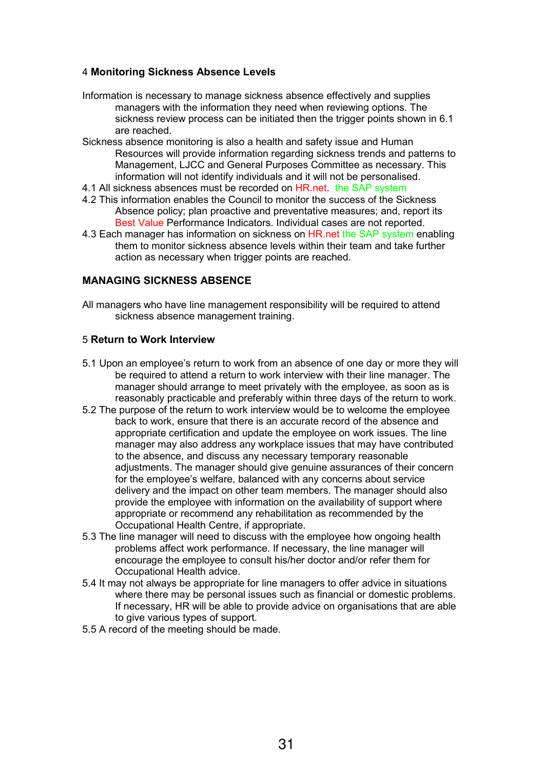## 4 **Monitoring Sickness Absence Levels**

Information is necessary to manage sickness absence effectively and supplies managers with the information they need when reviewing options. The sickness review process can be initiated then the trigger points shown in 6.1 are reached.

Sickness absence monitoring is also a health and safety issue and Human Resources will provide information regarding sickness trends and patterns to Management, LJCC and General Purposes Committee as necessary. This information will not identify individuals and it will not be personalised.

4.1 All sickness absences must be recorded on HR.net. the SAP system

4.2 This information enables the Council to monitor the success of the Sickness Absence policy; plan proactive and preventative measures; and, report its Best Value Performance Indicators. Individual cases are not reported.

4.3 Each manager has information on sickness on HR.net the SAP system enabling them to monitor sickness absence levels within their team and take further action as necessary when trigger points are reached.

## MANAGING SICKNESS ABSENCE

All managers who have line management responsibility will be required to attend sickness absence management training.

## 5 **Return to Work Interview**

5.1 Upon an employee's return to work from an absence of one day or more they will be required to attend a return to work interview with their line manager. The manager should arrange to meet privately with the employee, as soon as is reasonably practicable and preferably within three days of the return to work.

5.2 The purpose of the return to work interview would be to welcome the employee back to work, ensure that there is an accurate record of the absence and appropriate certification and update the employee on work issues. The line manager may also address any workplace issues that may have contributed to the absence, and discuss any necessary temporary reasonable adjustments. The manager should give genuine assurances of their concern for the employee's welfare, balanced with any concerns about service delivery and the impact on other team members. The manager should also provide the employee with information on the availability of support where appropriate or recommend any rehabilitation as recommended by the Occupational Health Centre, if appropriate.

5.3 The line manager will need to discuss with the employee how ongoing health problems affect work performance. If necessary, the line manager will encourage the employee to consult his/her doctor and/or refer them for Occupational Health advice.

5.4 It may not always be appropriate for line managers to offer advice in situations where there may be personal issues such as financial or domestic problems. If necessary, HR will be able to provide advice on organisations that are able to give various types of support.

5.5 A record of the meeting should be made.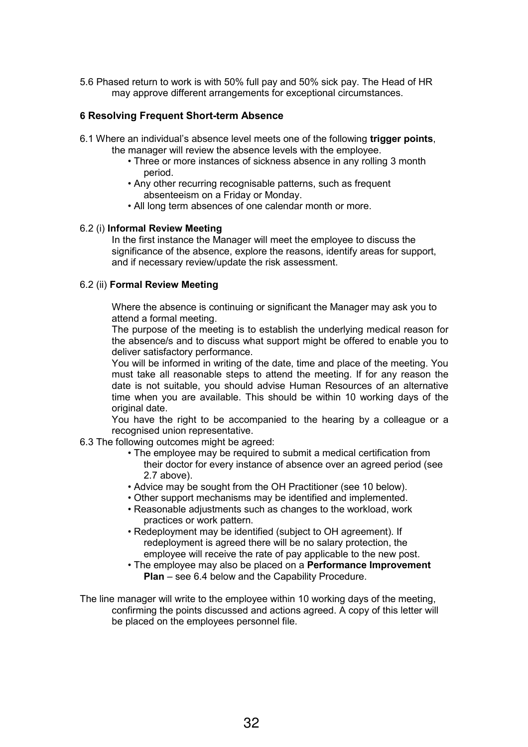5.6 Phased return to work is with 50% full pay and 50% sick pay. The Head of HR may approve different arrangements for exceptional circumstances.

## 6 Resolving Frequent Short-term Absence

6.1 Where an individual's absence level meets one of the following **trigger points**, the manager will review the absence levels with the employee.

- Three or more instances of sickness absence in any rolling 3 month period.
- Any other recurring recognisable patterns, such as frequent absenteeism on a Friday or Monday.
- All long term absences of one calendar month or more.

6.2 (i) **Informal Review Meeting**

In the first instance the Manager will meet the employee to discuss the significance of the absence, explore the reasons, identify areas for support, and if necessary review/update the risk assessment.

6.2 (ii) **Formal Review Meeting**

Where the absence is continuing or significant the Manager may ask you to attend a formal meeting.

The purpose of the meeting is to establish the underlying medical reason for the absence/s and to discuss what support might be offered to enable you to deliver satisfactory performance.

You will be informed in writing of the date, time and place of the meeting. You must take all reasonable steps to attend the meeting. If for any reason the date is not suitable, you should advise Human Resources of an alternative time when you are available. This should be within 10 working days of the original date.

You have the right to be accompanied to the hearing by a colleague or a recognised union representative.

6.3 The following outcomes might be agreed:

- The employee may be required to submit a medical certification from their doctor for every instance of absence over an agreed period (see 2.7 above).
- Advice may be sought from the OH Practitioner (see 10 below).
- Other support mechanisms may be identified and implemented.
- Reasonable adjustments such as changes to the workload, work practices or work pattern.
- Redeployment may be identified (subject to OH agreement). If redeployment is agreed there will be no salary protection, the employee will receive the rate of pay applicable to the new post.
- The employee may also be placed on a **Performance Improvement Plan** – see 6.4 below and the Capability Procedure.

The line manager will write to the employee within 10 working days of the meeting, confirming the points discussed and actions agreed. A copy of this letter will be placed on the employees personnel file.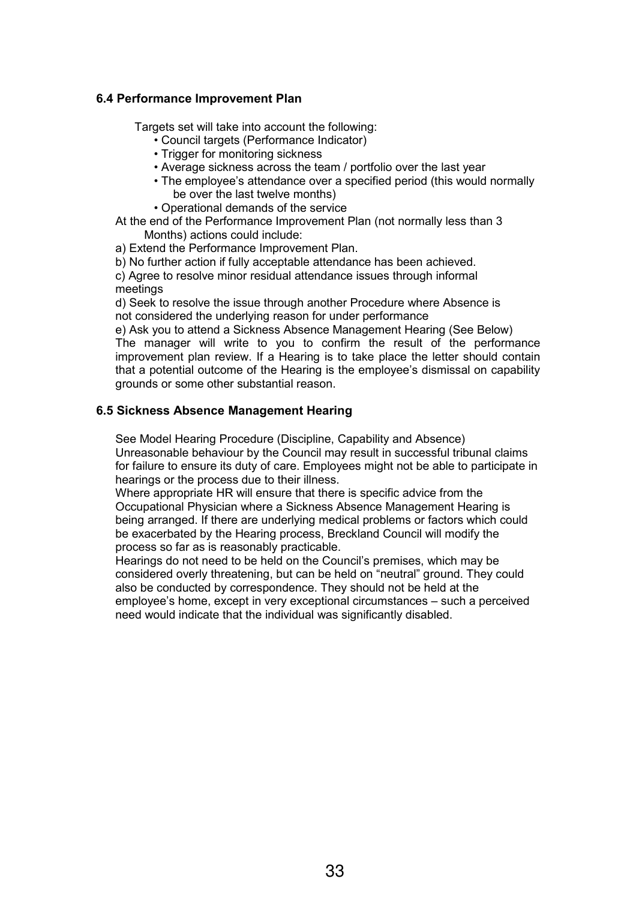### 6.4 Performance Improvement Plan

Targets set will take into account the following:

- Council targets (Performance Indicator)
- Trigger for monitoring sickness
- Average sickness across the team / portfolio over the last year
- The employee's attendance over a specified period (this would normally be over the last twelve months)
- Operational demands of the service

At the end of the Performance Improvement Plan (not normally less than 3 Months) actions could include:

a) Extend the Performance Improvement Plan.

b) No further action if fully acceptable attendance has been achieved.

c) Agree to resolve minor residual attendance issues through informal meetings

d) Seek to resolve the issue through another Procedure where Absence is not considered the underlying reason for under performance

e) Ask you to attend a Sickness Absence Management Hearing (See Below)

The manager will write to you to confirm the result of the performance improvement plan review. If a Hearing is to take place the letter should contain that a potential outcome of the Hearing is the employee's dismissal on capability grounds or some other substantial reason.

### 6.5 Sickness Absence Management Hearing

See Model Hearing Procedure (Discipline, Capability and Absence)

Unreasonable behaviour by the Council may result in successful tribunal claims for failure to ensure its duty of care. Employees might not be able to participate in hearings or the process due to their illness.

Where appropriate HR will ensure that there is specific advice from the Occupational Physician where a Sickness Absence Management Hearing is being arranged. If there are underlying medical problems or factors which could be exacerbated by the Hearing process, Breckland Council will modify the process so far as is reasonably practicable.

Hearings do not need to be held on the Council's premises, which may be considered overly threatening, but can be held on "neutral" ground. They could also be conducted by correspondence. They should not be held at the employee's home, except in very exceptional circumstances – such a perceived need would indicate that the individual was significantly disabled.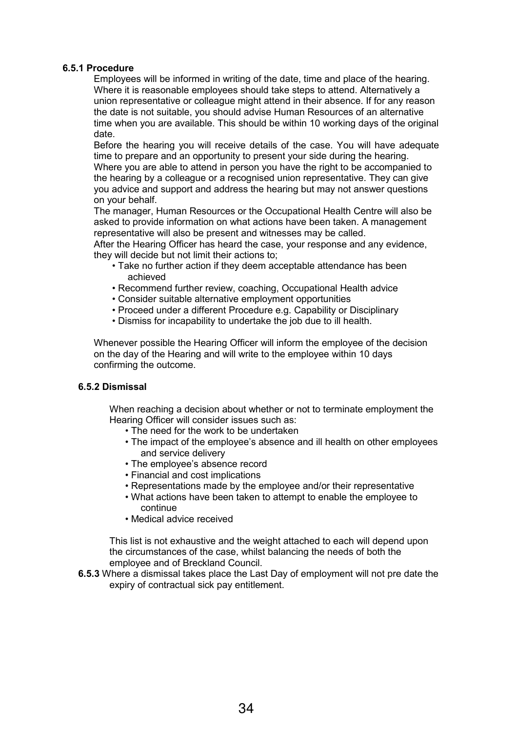#### 6.5.1 Procedure

Employees will be informed in writing of the date, time and place of the hearing. Where it is reasonable employees should take steps to attend. Alternatively a union representative or colleague might attend in their absence. If for any reason the date is not suitable, you should advise Human Resources of an alternative time when you are available. This should be within 10 working days of the original date.

Before the hearing you will receive details of the case. You will have adequate time to prepare and an opportunity to present your side during the hearing.

Where you are able to attend in person you have the right to be accompanied to the hearing by a colleague or a recognised union representative. They can give you advice and support and address the hearing but may not answer questions on your behalf.

The manager, Human Resources or the Occupational Health Centre will also be asked to provide information on what actions have been taken. A management representative will also be present and witnesses may be called.

After the Hearing Officer has heard the case, your response and any evidence, they will decide but not limit their actions to;

- Take no further action if they deem acceptable attendance has been achieved
- Recommend further review, coaching, Occupational Health advice
- Consider suitable alternative employment opportunities
- Proceed under a different Procedure e.g. Capability or Disciplinary
- Dismiss for incapability to undertake the job due to ill health.

Whenever possible the Hearing Officer will inform the employee of the decision on the day of the Hearing and will write to the employee within 10 days confirming the outcome.

#### 6.5.2 Dismissal

When reaching a decision about whether or not to terminate employment the Hearing Officer will consider issues such as:

- The need for the work to be undertaken
- The impact of the employee's absence and ill health on other employees and service delivery
- The employee's absence record
- Financial and cost implications
- Representations made by the employee and/or their representative
- What actions have been taken to attempt to enable the employee to continue
- Medical advice received

This list is not exhaustive and the weight attached to each will depend upon the circumstances of the case, whilst balancing the needs of both the employee and of Breckland Council.

**6.5.3** Where a dismissal takes place the Last Day of employment will not pre date the expiry of contractual sick pay entitlement.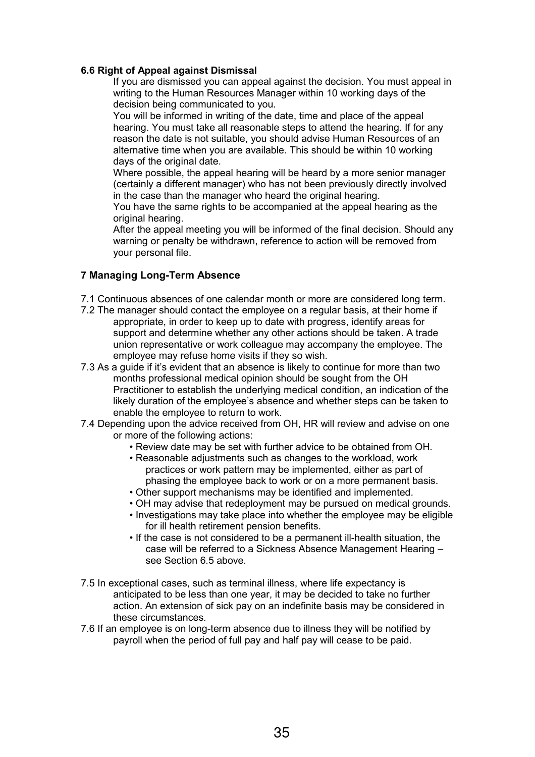**6.6 Right of Appeal against Dismissal**

If you are dismissed you can appeal against the decision. You must appeal in writing to the Human Resources Manager within 10 working days of the decision being communicated to you.

You will be informed in writing of the date, time and place of the appeal hearing. You must take all reasonable steps to attend the hearing. If for any reason the date is not suitable, you should advise Human Resources of an alternative time when you are available. This should be within 10 working days of the original date.

Where possible, the appeal hearing will be heard by a more senior manager (certainly a different manager) who has not been previously directly involved in the case than the manager who heard the original hearing.

You have the same rights to be accompanied at the appeal hearing as the original hearing.

After the appeal meeting you will be informed of the final decision. Should any warning or penalty be withdrawn, reference to action will be removed from your personal file.

## 7 Managing Long-Term Absence

7.1 Continuous absences of one calendar month or more are considered long term.

7.2 The manager should contact the employee on a regular basis, at their home if appropriate, in order to keep up to date with progress, identify areas for support and determine whether any other actions should be taken. A trade union representative or work colleague may accompany the employee. The employee may refuse home visits if they so wish.

7.3 As a guide if it's evident that an absence is likely to continue for more than two months professional medical opinion should be sought from the OH Practitioner to establish the underlying medical condition, an indication of the likely duration of the employee's absence and whether steps can be taken to enable the employee to return to work.

7.4 Depending upon the advice received from OH, HR will review and advise on one or more of the following actions:

- Review date may be set with further advice to be obtained from OH.
- Reasonable adjustments such as changes to the workload, work practices or work pattern may be implemented, either as part of phasing the employee back to work or on a more permanent basis.
- Other support mechanisms may be identified and implemented.
- OH may advise that redeployment may be pursued on medical grounds.
- Investigations may take place into whether the employee may be eligible for ill health retirement pension benefits.
- If the case is not considered to be a permanent ill-health situation, the case will be referred to a Sickness Absence Management Hearing – see Section 6.5 above.

7.5 In exceptional cases, such as terminal illness, where life expectancy is anticipated to be less than one year, it may be decided to take no further action. An extension of sick pay on an indefinite basis may be considered in these circumstances.

7.6 If an employee is on long-term absence due to illness they will be notified by payroll when the period of full pay and half pay will cease to be paid.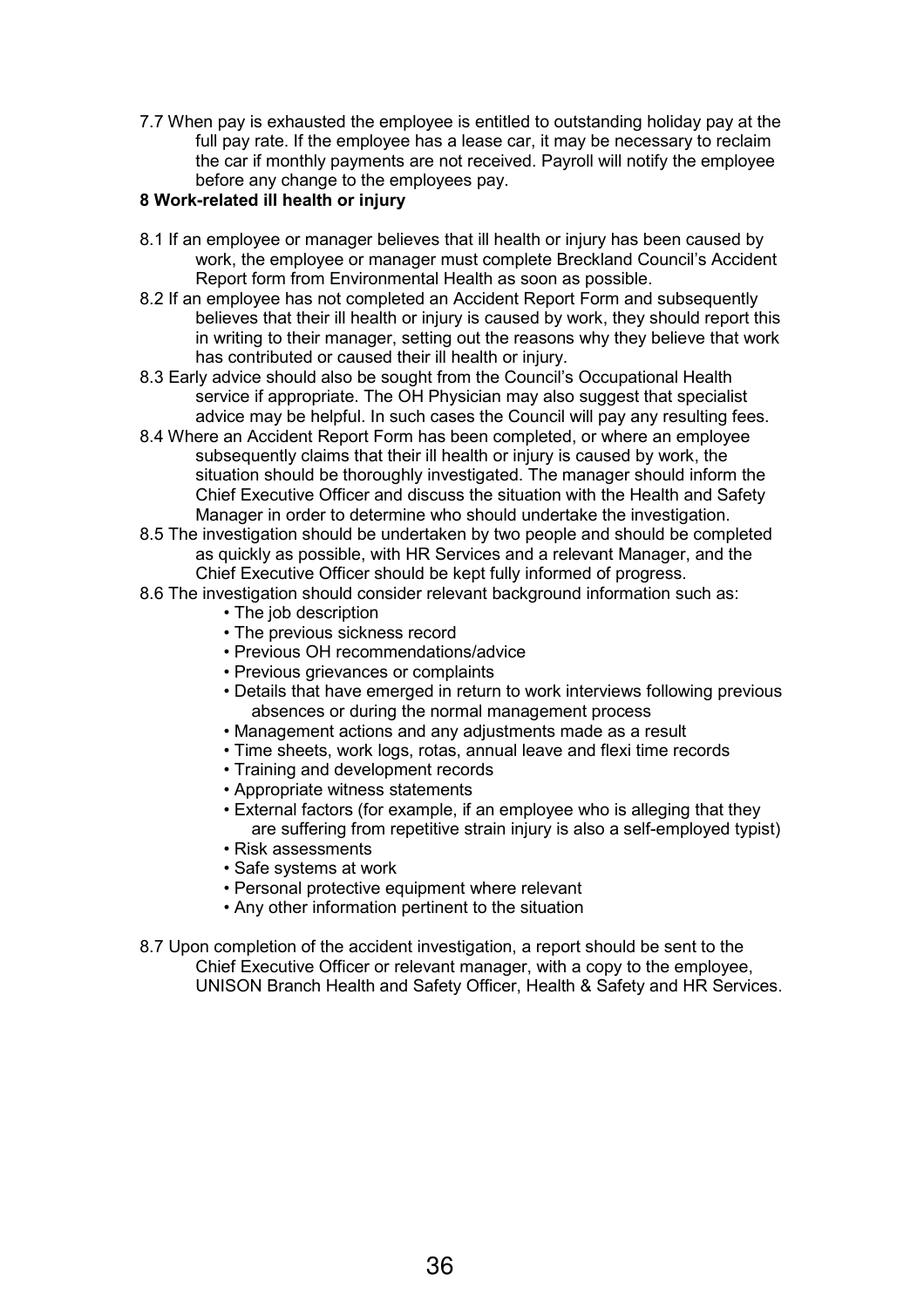7.7 When pay is exhausted the employee is entitled to outstanding holiday pay at the full pay rate. If the employee has a lease car, it may be necessary to reclaim the car if monthly payments are not received. Payroll will notify the employee before any change to the employees pay.

**8 Work-related ill health or injury**

8.1 If an employee or manager believes that ill health or injury has been caused by work, the employee or manager must complete Breckland Council's Accident Report form from Environmental Health as soon as possible.

8.2 If an employee has not completed an Accident Report Form and subsequently believes that their ill health or injury is caused by work, they should report this in writing to their manager, setting out the reasons why they believe that work has contributed or caused their ill health or injury.

8.3 Early advice should also be sought from the Council's Occupational Health service if appropriate. The OH Physician may also suggest that specialist advice may be helpful. In such cases the Council will pay any resulting fees.

8.4 Where an Accident Report Form has been completed, or where an employee subsequently claims that their ill health or injury is caused by work, the situation should be thoroughly investigated. The manager should inform the Chief Executive Officer and discuss the situation with the Health and Safety Manager in order to determine who should undertake the investigation.

8.5 The investigation should be undertaken by two people and should be completed as quickly as possible, with HR Services and a relevant Manager, and the Chief Executive Officer should be kept fully informed of progress.

8.6 The investigation should consider relevant background information such as:

- The job description
- The previous sickness record
- Previous OH recommendations/advice
- Previous grievances or complaints
- Details that have emerged in return to work interviews following previous absences or during the normal management process
- Management actions and any adjustments made as a result
- Time sheets, work logs, rotas, annual leave and flexi time records
- Training and development records
- Appropriate witness statements
- External factors (for example, if an employee who is alleging that they are suffering from repetitive strain injury is also a self-employed typist)
- Risk assessments
- Safe systems at work
- Personal protective equipment where relevant
- Any other information pertinent to the situation

8.7 Upon completion of the accident investigation, a report should be sent to the Chief Executive Officer or relevant manager, with a copy to the employee, UNISON Branch Health and Safety Officer, Health & Safety and HR Services.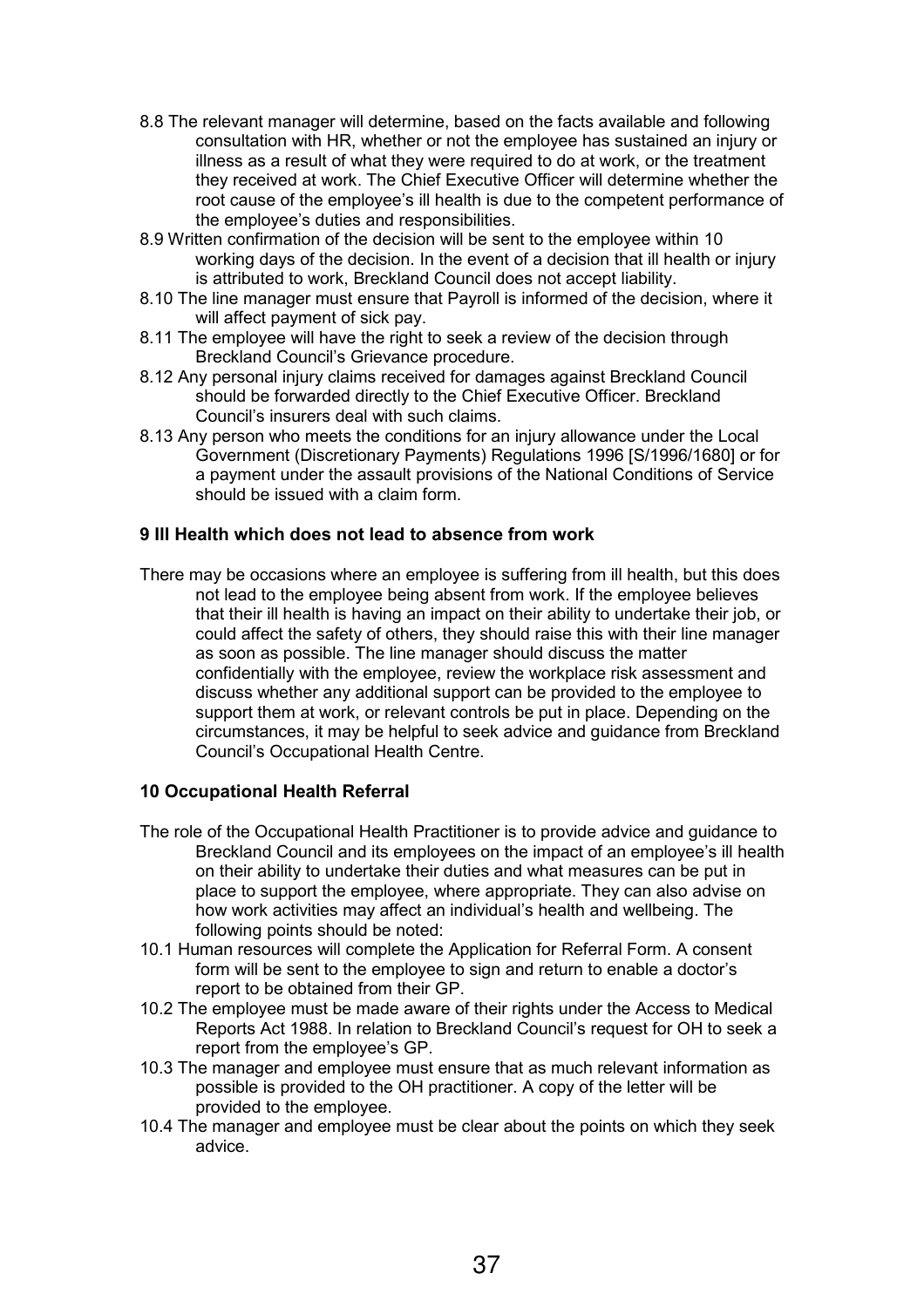8.8 The relevant manager will determine, based on the facts available and following consultation with HR, whether or not the employee has sustained an injury or illness as a result of what they were required to do at work, or the treatment they received at work. The Chief Executive Officer will determine whether the root cause of the employee's ill health is due to the competent performance of the employee's duties and responsibilities.

8.9 Written confirmation of the decision will be sent to the employee within 10 working days of the decision. In the event of a decision that ill health or injury is attributed to work, Breckland Council does not accept liability.

8.10 The line manager must ensure that Payroll is informed of the decision, where it will affect payment of sick pay.

8.11 The employee will have the right to seek a review of the decision through Breckland Council's Grievance procedure.

8.12 Any personal injury claims received for damages against Breckland Council should be forwarded directly to the Chief Executive Officer. Breckland Council's insurers deal with such claims.

8.13 Any person who meets the conditions for an injury allowance under the Local Government (Discretionary Payments) Regulations 1996 [S/1996/1680] or for a payment under the assault provisions of the National Conditions of Service should be issued with a claim form.

## 9 Ill Health which does not lead to absence from work

There may be occasions where an employee is suffering from ill health, but this does not lead to the employee being absent from work. If the employee believes that their ill health is having an impact on their ability to undertake their job, or could affect the safety of others, they should raise this with their line manager as soon as possible. The line manager should discuss the matter confidentially with the employee, review the workplace risk assessment and discuss whether any additional support can be provided to the employee to support them at work, or relevant controls be put in place. Depending on the circumstances, it may be helpful to seek advice and guidance from Breckland Council's Occupational Health Centre.

## 10 Occupational Health Referral

The role of the Occupational Health Practitioner is to provide advice and guidance to Breckland Council and its employees on the impact of an employee's ill health on their ability to undertake their duties and what measures can be put in place to support the employee, where appropriate. They can also advise on how work activities may affect an individual's health and wellbeing. The following points should be noted:

10.1 Human resources will complete the Application for Referral Form. A consent form will be sent to the employee to sign and return to enable a doctor's report to be obtained from their GP.

10.2 The employee must be made aware of their rights under the Access to Medical Reports Act 1988. In relation to Breckland Council's request for OH to seek a report from the employee's GP.

10.3 The manager and employee must ensure that as much relevant information as possible is provided to the OH practitioner. A copy of the letter will be provided to the employee.

10.4 The manager and employee must be clear about the points on which they seek advice.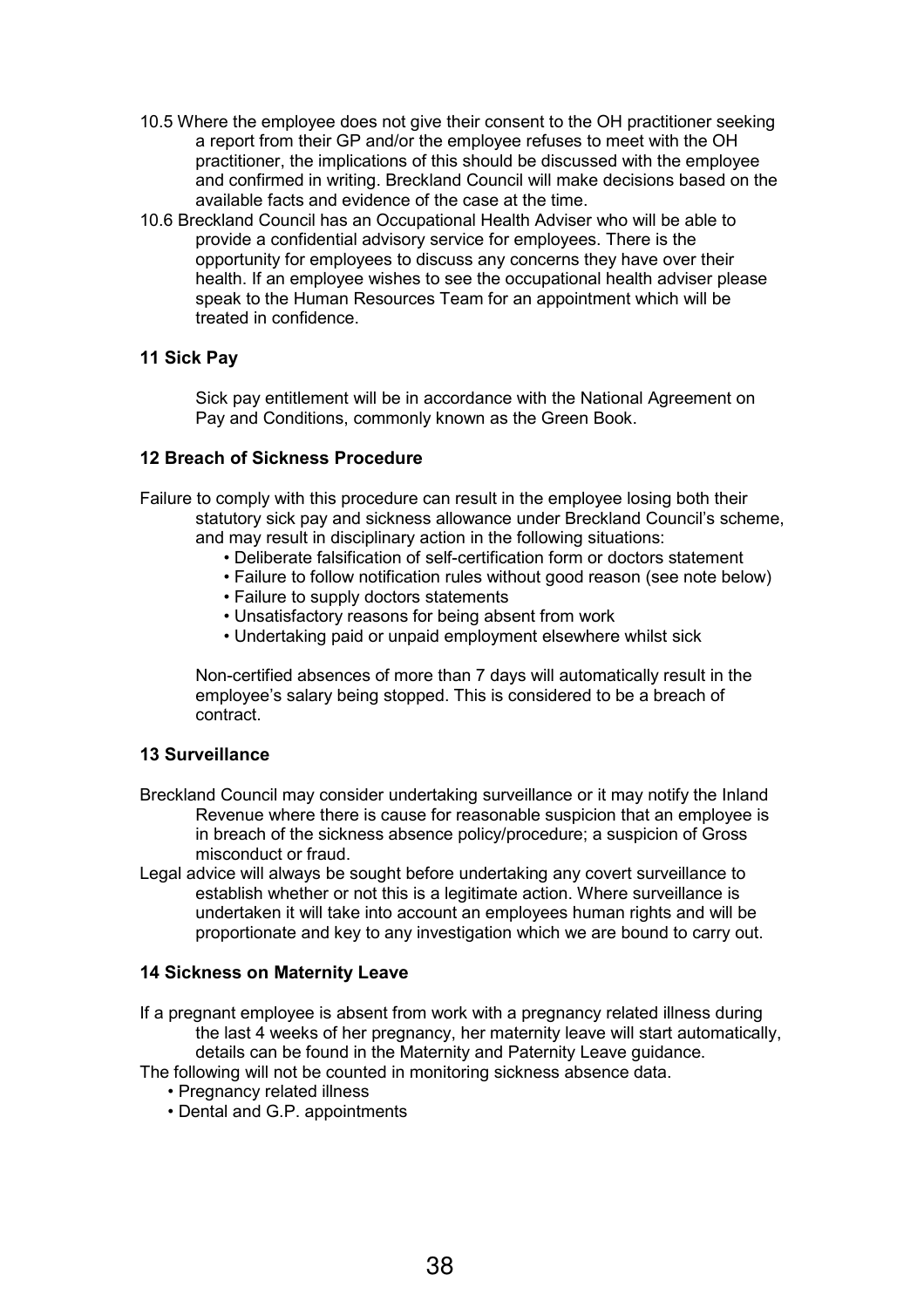10.5 Where the employee does not give their consent to the OH practitioner seeking a report from their GP and/or the employee refuses to meet with the OH practitioner, the implications of this should be discussed with the employee and confirmed in writing. Breckland Council will make decisions based on the available facts and evidence of the case at the time.

10.6 Breckland Council has an Occupational Health Adviser who will be able to provide a confidential advisory service for employees. There is the opportunity for employees to discuss any concerns they have over their health. If an employee wishes to see the occupational health adviser please speak to the Human Resources Team for an appointment which will be treated in confidence.

## 11 Sick Pay

Sick pay entitlement will be in accordance with the National Agreement on Pay and Conditions, commonly known as the Green Book.

## 12 Breach of Sickness Procedure

Failure to comply with this procedure can result in the employee losing both their statutory sick pay and sickness allowance under Breckland Council's scheme, and may result in disciplinary action in the following situations:

- Deliberate falsification of self-certification form or doctors statement
- Failure to follow notification rules without good reason (see note below)
- Failure to supply doctors statements
- Unsatisfactory reasons for being absent from work
- Undertaking paid or unpaid employment elsewhere whilst sick

Non-certified absences of more than 7 days will automatically result in the employee's salary being stopped. This is considered to be a breach of contract.

## 13 Surveillance

Breckland Council may consider undertaking surveillance or it may notify the Inland Revenue where there is cause for reasonable suspicion that an employee is in breach of the sickness absence policy/procedure; a suspicion of Gross misconduct or fraud.

Legal advice will always be sought before undertaking any covert surveillance to establish whether or not this is a legitimate action. Where surveillance is undertaken it will take into account an employees human rights and will be proportionate and key to any investigation which we are bound to carry out.

## 14 Sickness on Maternity Leave

If a pregnant employee is absent from work with a pregnancy related illness during the last 4 weeks of her pregnancy, her maternity leave will start automatically, details can be found in the Maternity and Paternity Leave guidance.

The following will not be counted in monitoring sickness absence data.

- Pregnancy related illness
- Dental and G.P. appointments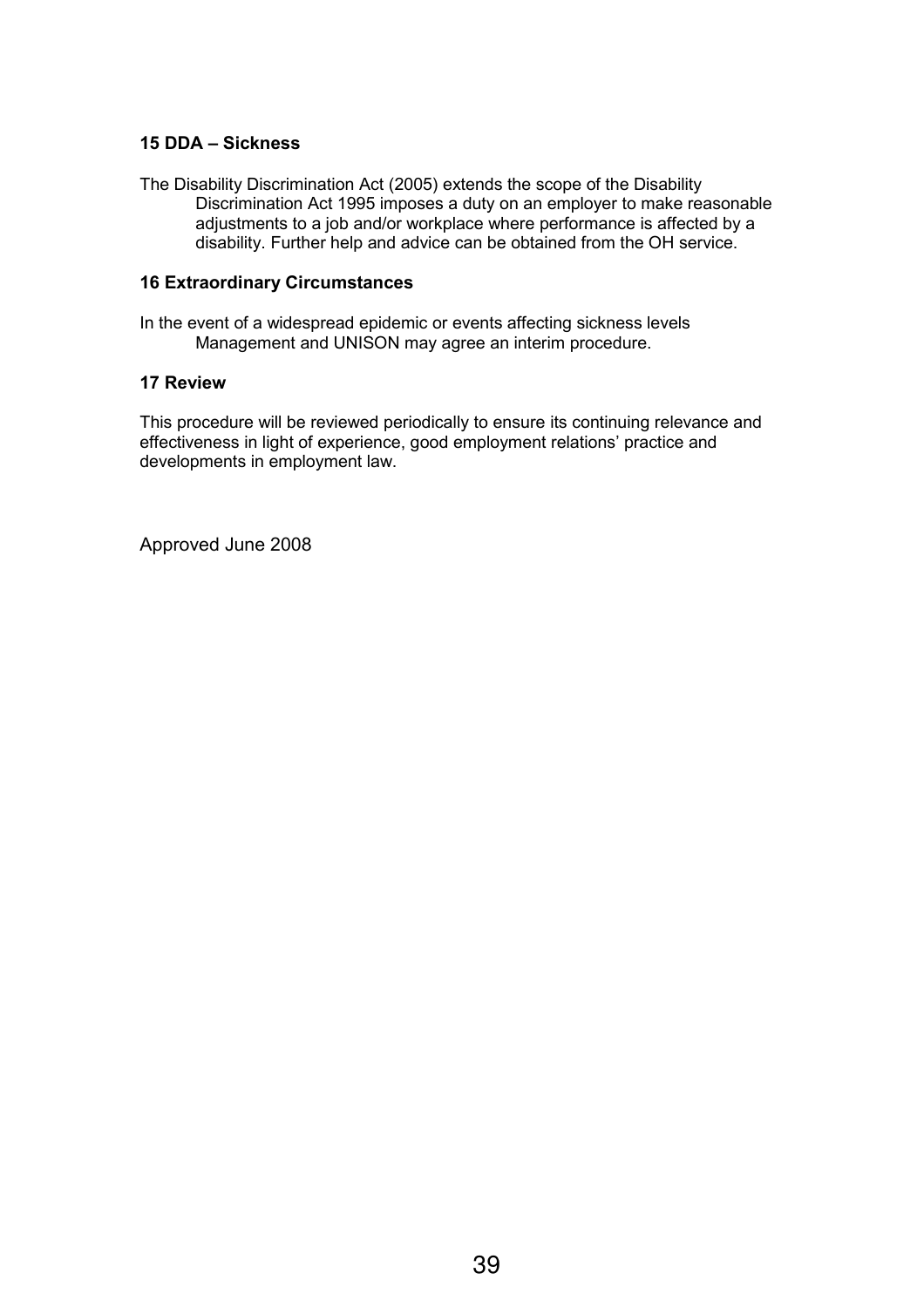### 15 DDA – Sickness

The Disability Discrimination Act (2005) extends the scope of the Disability Discrimination Act 1995 imposes a duty on an employer to make reasonable adjustments to a job and/or workplace where performance is affected by a disability. Further help and advice can be obtained from the OH service.

### 16 Extraordinary Circumstances

In the event of a widespread epidemic or events affecting sickness levels Management and UNISON may agree an interim procedure.

### 17 Review

This procedure will be reviewed periodically to ensure its continuing relevance and effectiveness in light of experience, good employment relations' practice and developments in employment law.

Approved June 2008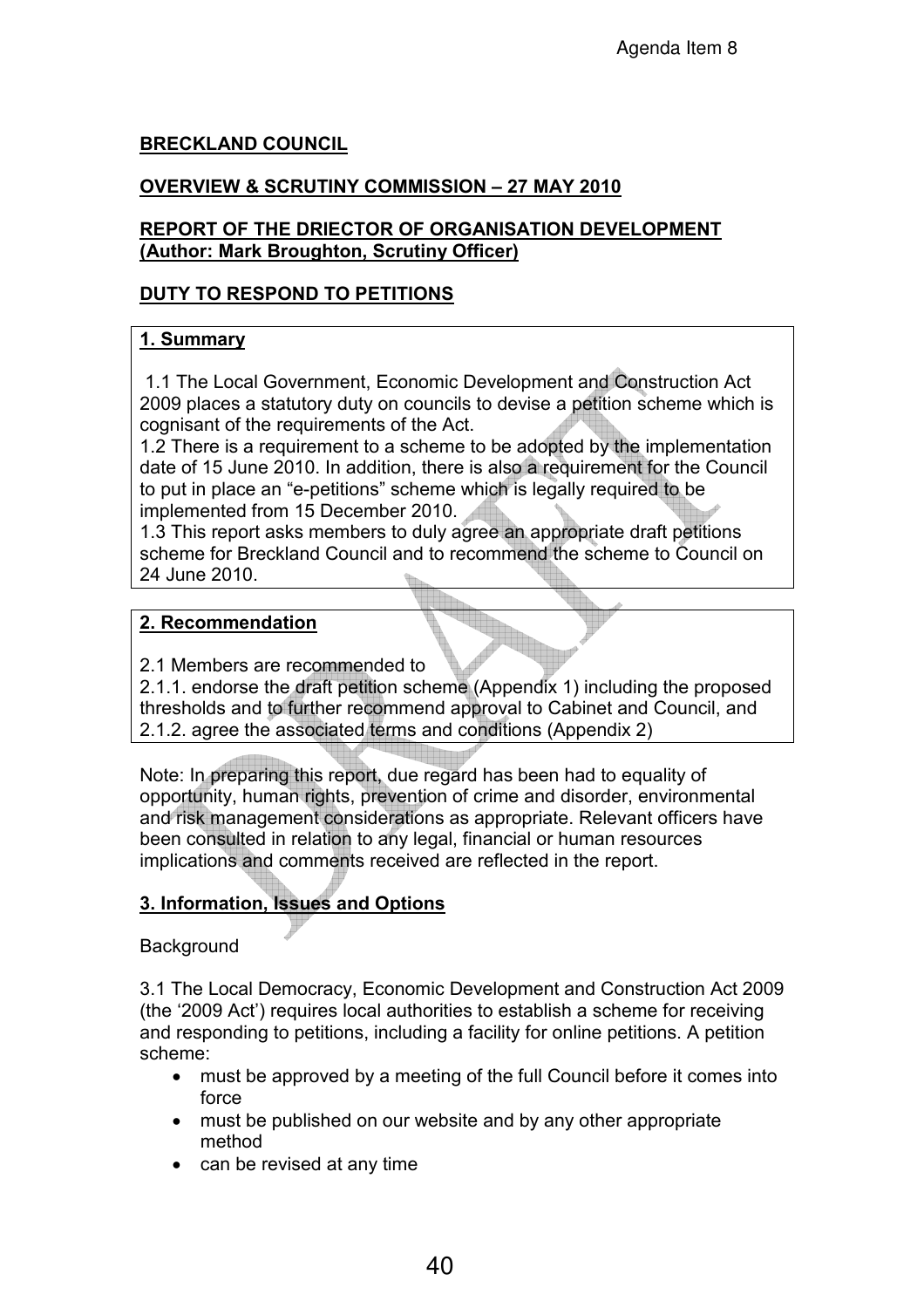Agenda Item 8

**BRECKLAND COUNCIL**

**OVERVIEW & SCRUTINY COMMISSION – 27 MAY 2010**

**REPORT OF THE DRIECTOR OF ORGANISATION DEVELOPMENT (Author: Mark Broughton, Scrutiny Officer)**

**DUTY TO RESPOND TO PETITIONS**

**1. Summary**

1.1 The Local Government, Economic Development and Construction Act 2009 places a statutory duty on councils to devise a petition scheme which is cognisant of the requirements of the Act.
1.2 There is a requirement to a scheme to be adopted by the implementation date of 15 June 2010. In addition, there is also a requirement for the Council to put in place an "e-petitions" scheme which is legally required to be implemented from 15 December 2010.
1.3 This report asks members to duly agree an appropriate draft petitions scheme for Breckland Council and to recommend the scheme to Council on 24 June 2010.

**2. Recommendation**

2.1 Members are recommended to
2.1.1. endorse the draft petition scheme (Appendix 1) including the proposed thresholds and to further recommend approval to Cabinet and Council, and
2.1.2. agree the associated terms and conditions (Appendix 2)

Note: In preparing this report, due regard has been had to equality of opportunity, human rights, prevention of crime and disorder, environmental and risk management considerations as appropriate. Relevant officers have been consulted in relation to any legal, financial or human resources implications and comments received are reflected in the report.

**3. Information, Issues and Options**

Background

3.1 The Local Democracy, Economic Development and Construction Act 2009 (the '2009 Act') requires local authorities to establish a scheme for receiving and responding to petitions, including a facility for online petitions. A petition scheme:

- must be approved by a meeting of the full Council before it comes into force
- must be published on our website and by any other appropriate method
- can be revised at any time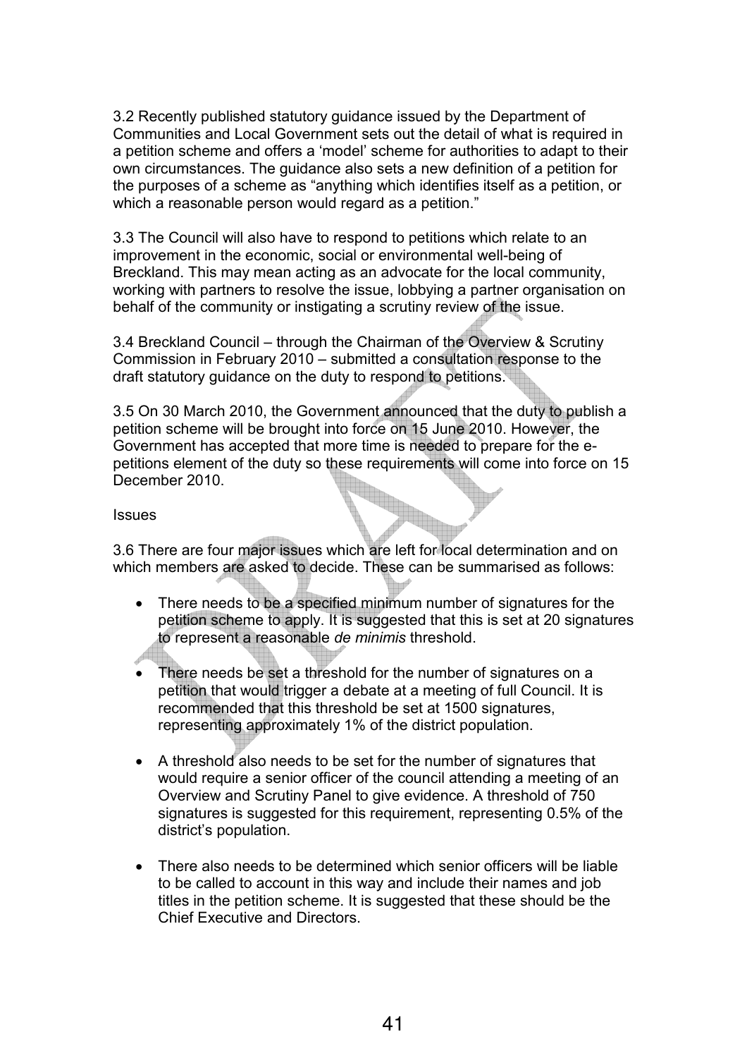3.2 Recently published statutory guidance issued by the Department of Communities and Local Government sets out the detail of what is required in a petition scheme and offers a 'model' scheme for authorities to adapt to their own circumstances. The guidance also sets a new definition of a petition for the purposes of a scheme as "anything which identifies itself as a petition, or which a reasonable person would regard as a petition."

3.3 The Council will also have to respond to petitions which relate to an improvement in the economic, social or environmental well-being of Breckland. This may mean acting as an advocate for the local community, working with partners to resolve the issue, lobbying a partner organisation on behalf of the community or instigating a scrutiny review of the issue.

3.4 Breckland Council – through the Chairman of the Overview & Scrutiny Commission in February 2010 – submitted a consultation response to the draft statutory guidance on the duty to respond to petitions.

3.5 On 30 March 2010, the Government announced that the duty to publish a petition scheme will be brought into force on 15 June 2010. However, the Government has accepted that more time is needed to prepare for the e-petitions element of the duty so these requirements will come into force on 15 December 2010.

Issues

3.6 There are four major issues which are left for local determination and on which members are asked to decide. These can be summarised as follows:

- There needs to be a specified minimum number of signatures for the petition scheme to apply. It is suggested that this is set at 20 signatures to represent a reasonable *de minimis* threshold.

- There needs be set a threshold for the number of signatures on a petition that would trigger a debate at a meeting of full Council. It is recommended that this threshold be set at 1500 signatures, representing approximately 1% of the district population.

- A threshold also needs to be set for the number of signatures that would require a senior officer of the council attending a meeting of an Overview and Scrutiny Panel to give evidence. A threshold of 750 signatures is suggested for this requirement, representing 0.5% of the district's population.

- There also needs to be determined which senior officers will be liable to be called to account in this way and include their names and job titles in the petition scheme. It is suggested that these should be the Chief Executive and Directors.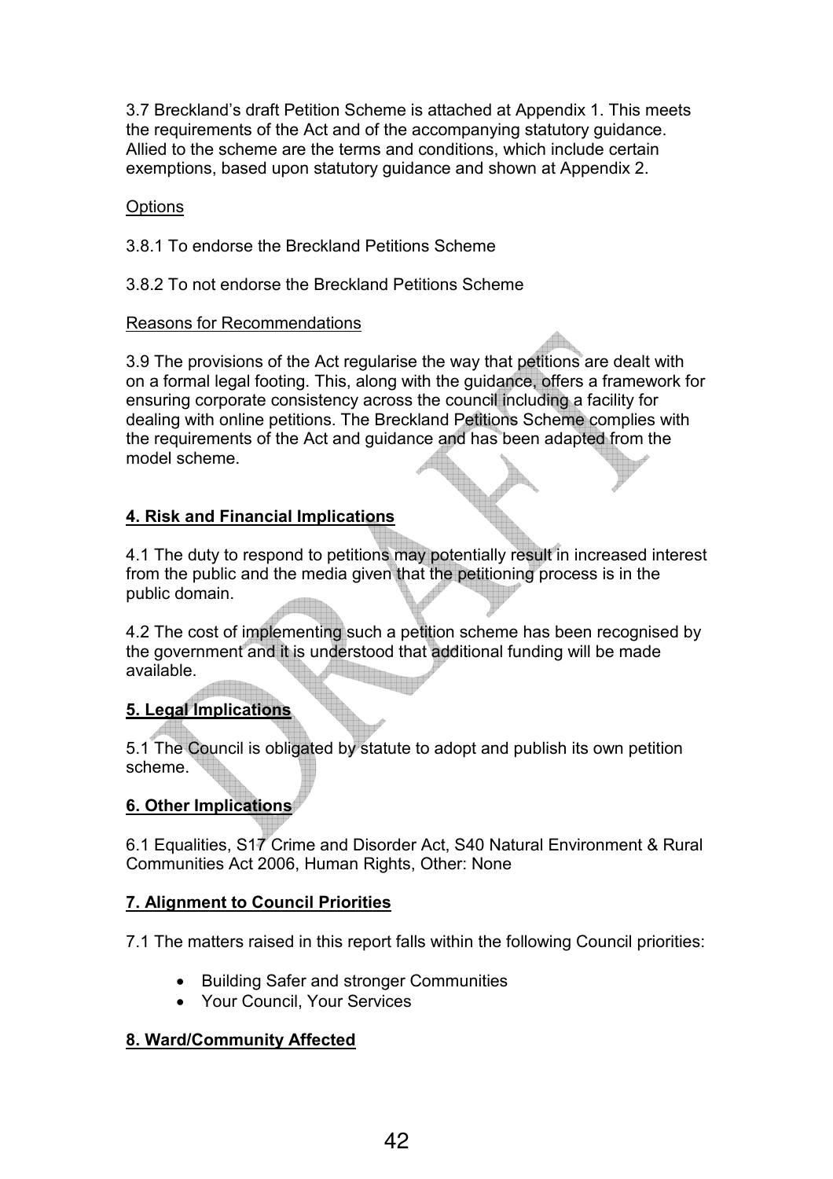3.7 Breckland's draft Petition Scheme is attached at Appendix 1. This meets the requirements of the Act and of the accompanying statutory guidance. Allied to the scheme are the terms and conditions, which include certain exemptions, based upon statutory guidance and shown at Appendix 2.

Options

3.8.1 To endorse the Breckland Petitions Scheme

3.8.2 To not endorse the Breckland Petitions Scheme

Reasons for Recommendations

3.9 The provisions of the Act regularise the way that petitions are dealt with on a formal legal footing. This, along with the guidance, offers a framework for ensuring corporate consistency across the council including a facility for dealing with online petitions. The Breckland Petitions Scheme complies with the requirements of the Act and guidance and has been adapted from the model scheme.

**4. Risk and Financial Implications**

4.1 The duty to respond to petitions may potentially result in increased interest from the public and the media given that the petitioning process is in the public domain.

4.2 The cost of implementing such a petition scheme has been recognised by the government and it is understood that additional funding will be made available.

**5. Legal Implications**

5.1 The Council is obligated by statute to adopt and publish its own petition scheme.

**6. Other Implications**

6.1 Equalities, S17 Crime and Disorder Act, S40 Natural Environment & Rural Communities Act 2006, Human Rights, Other: None

**7. Alignment to Council Priorities**

7.1 The matters raised in this report falls within the following Council priorities:

- Building Safer and stronger Communities
- Your Council, Your Services

**8. Ward/Community Affected**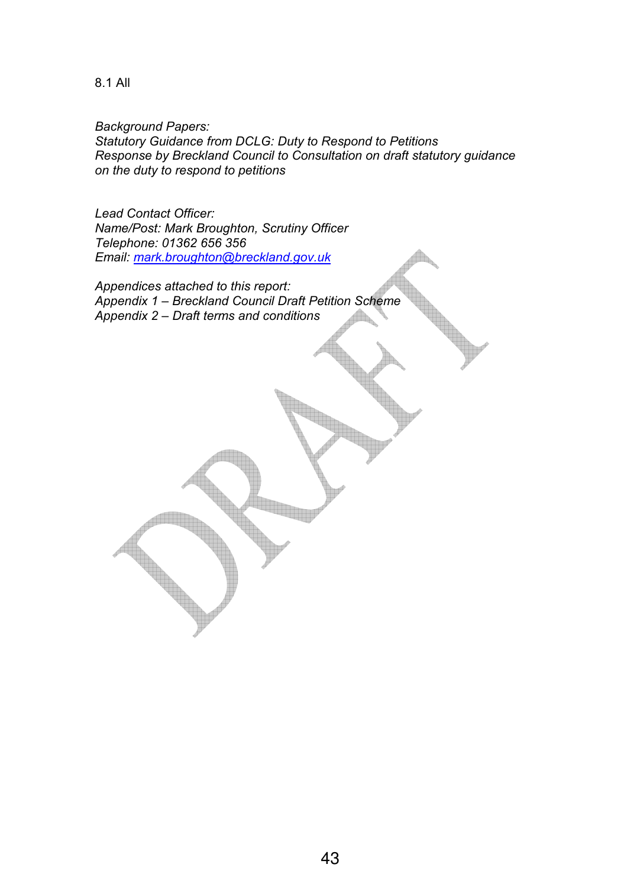8.1 All

*Background Papers:*
*Statutory Guidance from DCLG: Duty to Respond to Petitions*
*Response by Breckland Council to Consultation on draft statutory guidance on the duty to respond to petitions*

*Lead Contact Officer:*
*Name/Post: Mark Broughton, Scrutiny Officer*
*Telephone: 01362 656 356*
*Email: [mark.broughton@breckland.gov.uk](mailto:mark.broughton@breckland.gov.uk)*

*Appendices attached to this report:*
*Appendix 1 – Breckland Council Draft Petition Scheme*
*Appendix 2 – Draft terms and conditions*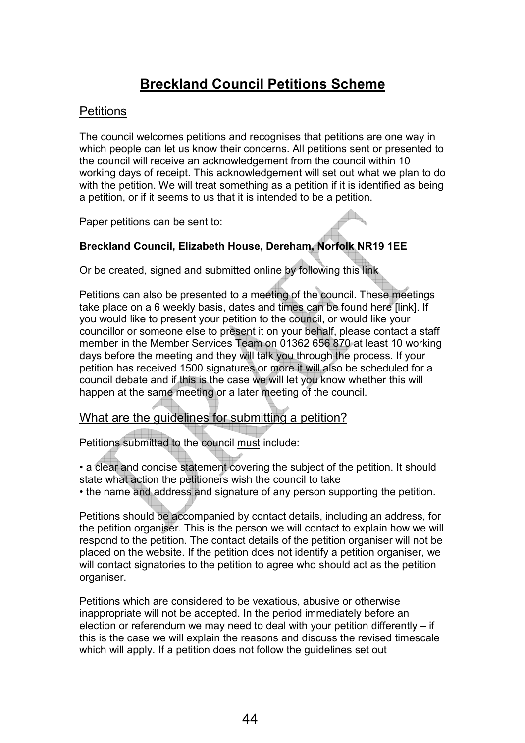# Breckland Council Petitions Scheme

## Petitions

The council welcomes petitions and recognises that petitions are one way in which people can let us know their concerns. All petitions sent or presented to the council will receive an acknowledgement from the council within 10 working days of receipt. This acknowledgement will set out what we plan to do with the petition. We will treat something as a petition if it is identified as being a petition, or if it seems to us that it is intended to be a petition.

Paper petitions can be sent to:

**Breckland Council, Elizabeth House, Dereham, Norfolk NR19 1EE**

Or be created, signed and submitted online by following this link

Petitions can also be presented to a meeting of the council. These meetings take place on a 6 weekly basis, dates and times can be found here [link]. If you would like to present your petition to the council, or would like your councillor or someone else to present it on your behalf, please contact a staff member in the Member Services Team on 01362 656 870 at least 10 working days before the meeting and they will talk you through the process. If your petition has received 1500 signatures or more it will also be scheduled for a council debate and if this is the case we will let you know whether this will happen at the same meeting or a later meeting of the council.

## What are the guidelines for submitting a petition?

Petitions submitted to the council must include:

- a clear and concise statement covering the subject of the petition. It should state what action the petitioners wish the council to take
- the name and address and signature of any person supporting the petition.

Petitions should be accompanied by contact details, including an address, for the petition organiser. This is the person we will contact to explain how we will respond to the petition. The contact details of the petition organiser will not be placed on the website. If the petition does not identify a petition organiser, we will contact signatories to the petition to agree who should act as the petition organiser.

Petitions which are considered to be vexatious, abusive or otherwise inappropriate will not be accepted. In the period immediately before an election or referendum we may need to deal with your petition differently – if this is the case we will explain the reasons and discuss the revised timescale which will apply. If a petition does not follow the guidelines set out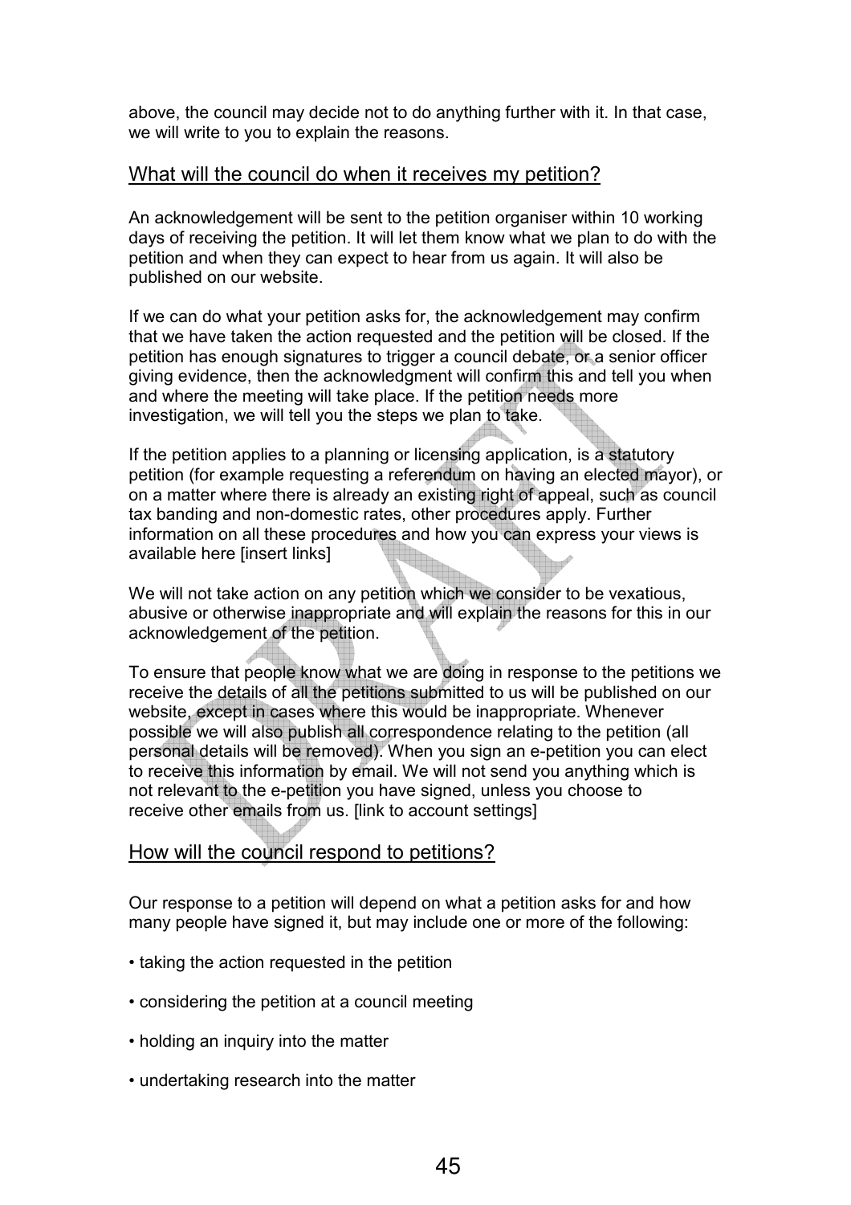above, the council may decide not to do anything further with it. In that case, we will write to you to explain the reasons.

## What will the council do when it receives my petition?

An acknowledgement will be sent to the petition organiser within 10 working days of receiving the petition. It will let them know what we plan to do with the petition and when they can expect to hear from us again. It will also be published on our website.

If we can do what your petition asks for, the acknowledgement may confirm that we have taken the action requested and the petition will be closed. If the petition has enough signatures to trigger a council debate, or a senior officer giving evidence, then the acknowledgment will confirm this and tell you when and where the meeting will take place. If the petition needs more investigation, we will tell you the steps we plan to take.

If the petition applies to a planning or licensing application, is a statutory petition (for example requesting a referendum on having an elected mayor), or on a matter where there is already an existing right of appeal, such as council tax banding and non-domestic rates, other procedures apply. Further information on all these procedures and how you can express your views is available here [insert links]

We will not take action on any petition which we consider to be vexatious, abusive or otherwise inappropriate and will explain the reasons for this in our acknowledgement of the petition.

To ensure that people know what we are doing in response to the petitions we receive the details of all the petitions submitted to us will be published on our website, except in cases where this would be inappropriate. Whenever possible we will also publish all correspondence relating to the petition (all personal details will be removed). When you sign an e-petition you can elect to receive this information by email. We will not send you anything which is not relevant to the e-petition you have signed, unless you choose to receive other emails from us. [link to account settings]

## How will the council respond to petitions?

Our response to a petition will depend on what a petition asks for and how many people have signed it, but may include one or more of the following:

- taking the action requested in the petition
- considering the petition at a council meeting
- holding an inquiry into the matter
- undertaking research into the matter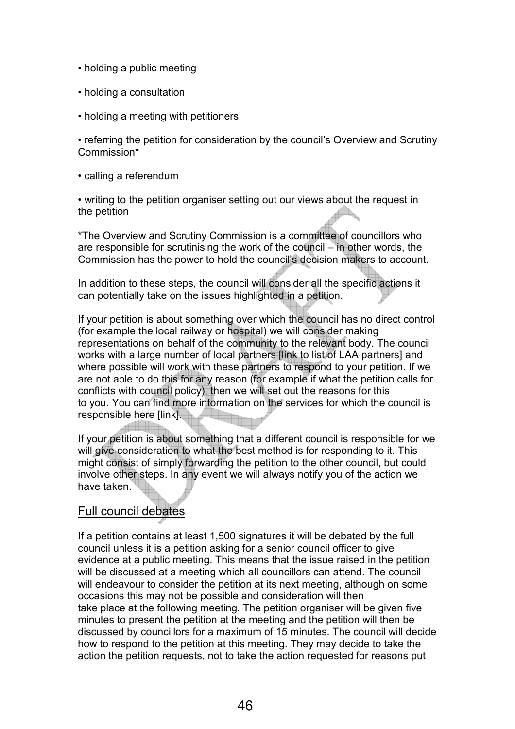- holding a public meeting
- holding a consultation
- holding a meeting with petitioners
- referring the petition for consideration by the council's Overview and Scrutiny Commission*
- calling a referendum
- writing to the petition organiser setting out our views about the request in the petition

*The Overview and Scrutiny Commission is a committee of councillors who are responsible for scrutinising the work of the council – in other words, the Commission has the power to hold the council's decision makers to account.

In addition to these steps, the council will consider all the specific actions it can potentially take on the issues highlighted in a petition.

If your petition is about something over which the council has no direct control (for example the local railway or hospital) we will consider making representations on behalf of the community to the relevant body. The council works with a large number of local partners [link to list of LAA partners] and where possible will work with these partners to respond to your petition. If we are not able to do this for any reason (for example if what the petition calls for conflicts with council policy), then we will set out the reasons for this to you. You can find more information on the services for which the council is responsible here [link].

If your petition is about something that a different council is responsible for we will give consideration to what the best method is for responding to it. This might consist of simply forwarding the petition to the other council, but could involve other steps. In any event we will always notify you of the action we have taken.

## Full council debates

If a petition contains at least 1,500 signatures it will be debated by the full council unless it is a petition asking for a senior council officer to give evidence at a public meeting. This means that the issue raised in the petition will be discussed at a meeting which all councillors can attend. The council will endeavour to consider the petition at its next meeting, although on some occasions this may not be possible and consideration will then take place at the following meeting. The petition organiser will be given five minutes to present the petition at the meeting and the petition will then be discussed by councillors for a maximum of 15 minutes. The council will decide how to respond to the petition at this meeting. They may decide to take the action the petition requests, not to take the action requested for reasons put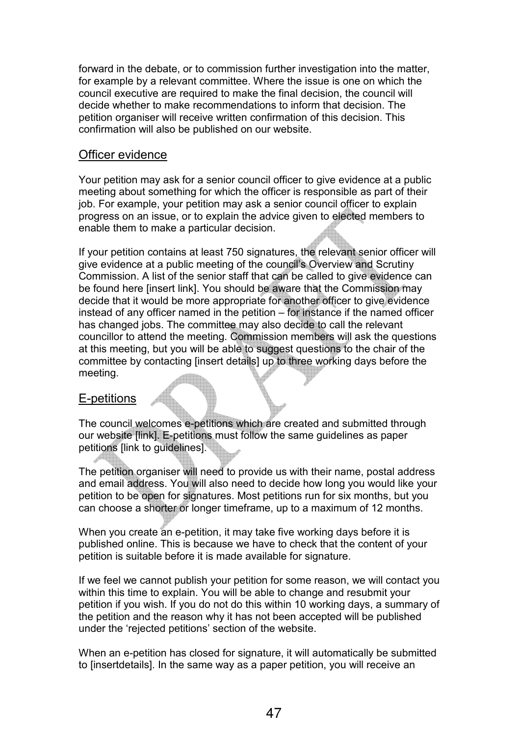forward in the debate, or to commission further investigation into the matter, for example by a relevant committee. Where the issue is one on which the council executive are required to make the final decision, the council will decide whether to make recommendations to inform that decision. The petition organiser will receive written confirmation of this decision. This confirmation will also be published on our website.

## Officer evidence

Your petition may ask for a senior council officer to give evidence at a public meeting about something for which the officer is responsible as part of their job. For example, your petition may ask a senior council officer to explain progress on an issue, or to explain the advice given to elected members to enable them to make a particular decision.

If your petition contains at least 750 signatures, the relevant senior officer will give evidence at a public meeting of the council's Overview and Scrutiny Commission. A list of the senior staff that can be called to give evidence can be found here [insert link]. You should be aware that the Commission may decide that it would be more appropriate for another officer to give evidence instead of any officer named in the petition – for instance if the named officer has changed jobs. The committee may also decide to call the relevant councillor to attend the meeting. Commission members will ask the questions at this meeting, but you will be able to suggest questions to the chair of the committee by contacting [insert details] up to three working days before the meeting.

## E-petitions

The council welcomes e-petitions which are created and submitted through our website [link]. E-petitions must follow the same guidelines as paper petitions [link to guidelines].

The petition organiser will need to provide us with their name, postal address and email address. You will also need to decide how long you would like your petition to be open for signatures. Most petitions run for six months, but you can choose a shorter or longer timeframe, up to a maximum of 12 months.

When you create an e-petition, it may take five working days before it is published online. This is because we have to check that the content of your petition is suitable before it is made available for signature.

If we feel we cannot publish your petition for some reason, we will contact you within this time to explain. You will be able to change and resubmit your petition if you wish. If you do not do this within 10 working days, a summary of the petition and the reason why it has not been accepted will be published under the 'rejected petitions' section of the website.

When an e-petition has closed for signature, it will automatically be submitted to [insertdetails]. In the same way as a paper petition, you will receive an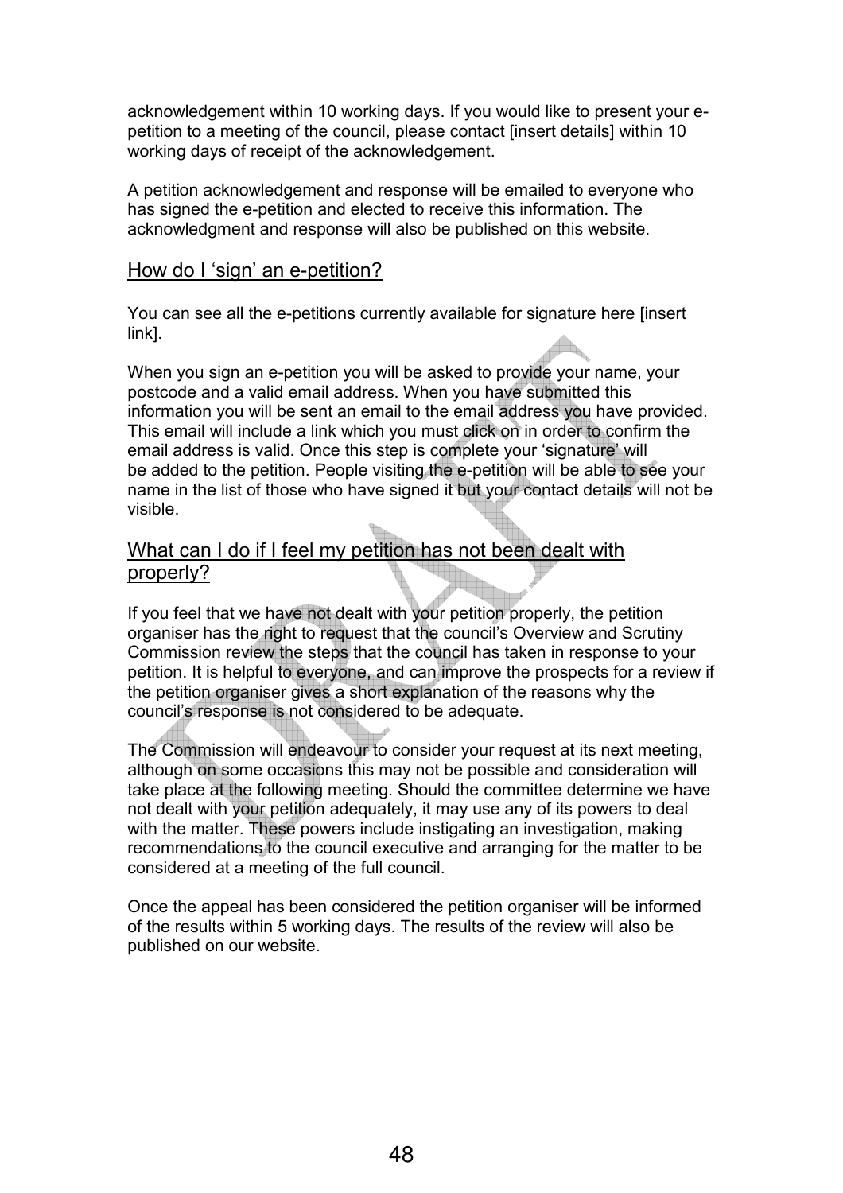acknowledgement within 10 working days. If you would like to present your e-petition to a meeting of the council, please contact [insert details] within 10 working days of receipt of the acknowledgement.

A petition acknowledgement and response will be emailed to everyone who has signed the e-petition and elected to receive this information. The acknowledgment and response will also be published on this website.

## How do I 'sign' an e-petition?

You can see all the e-petitions currently available for signature here [insert link].

When you sign an e-petition you will be asked to provide your name, your postcode and a valid email address. When you have submitted this information you will be sent an email to the email address you have provided. This email will include a link which you must click on in order to confirm the email address is valid. Once this step is complete your 'signature' will be added to the petition. People visiting the e-petition will be able to see your name in the list of those who have signed it but your contact details will not be visible.

## What can I do if I feel my petition has not been dealt with properly?

If you feel that we have not dealt with your petition properly, the petition organiser has the right to request that the council's Overview and Scrutiny Commission review the steps that the council has taken in response to your petition. It is helpful to everyone, and can improve the prospects for a review if the petition organiser gives a short explanation of the reasons why the council's response is not considered to be adequate.

The Commission will endeavour to consider your request at its next meeting, although on some occasions this may not be possible and consideration will take place at the following meeting. Should the committee determine we have not dealt with your petition adequately, it may use any of its powers to deal with the matter. These powers include instigating an investigation, making recommendations to the council executive and arranging for the matter to be considered at a meeting of the full council.

Once the appeal has been considered the petition organiser will be informed of the results within 5 working days. The results of the review will also be published on our website.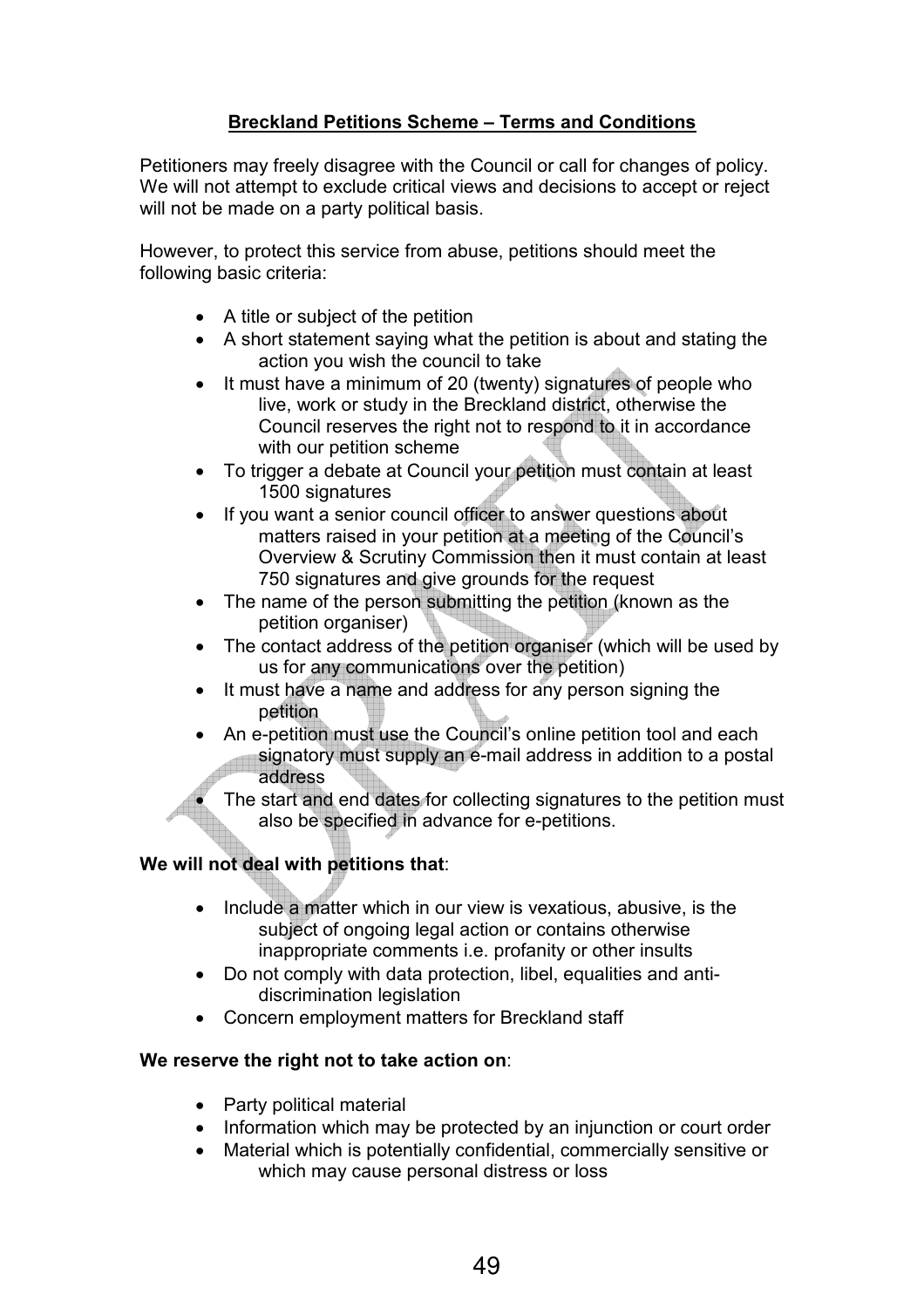## Breckland Petitions Scheme – Terms and Conditions

Petitioners may freely disagree with the Council or call for changes of policy. We will not attempt to exclude critical views and decisions to accept or reject will not be made on a party political basis.

However, to protect this service from abuse, petitions should meet the following basic criteria:

- A title or subject of the petition
- A short statement saying what the petition is about and stating the action you wish the council to take
- It must have a minimum of 20 (twenty) signatures of people who live, work or study in the Breckland district, otherwise the Council reserves the right not to respond to it in accordance with our petition scheme
- To trigger a debate at Council your petition must contain at least 1500 signatures
- If you want a senior council officer to answer questions about matters raised in your petition at a meeting of the Council's Overview & Scrutiny Commission then it must contain at least 750 signatures and give grounds for the request
- The name of the person submitting the petition (known as the petition organiser)
- The contact address of the petition organiser (which will be used by us for any communications over the petition)
- It must have a name and address for any person signing the petition
- An e-petition must use the Council's online petition tool and each signatory must supply an e-mail address in addition to a postal address
- The start and end dates for collecting signatures to the petition must also be specified in advance for e-petitions.

**We will not deal with petitions that**:

- Include a matter which in our view is vexatious, abusive, is the subject of ongoing legal action or contains otherwise inappropriate comments i.e. profanity or other insults
- Do not comply with data protection, libel, equalities and anti-discrimination legislation
- Concern employment matters for Breckland staff

**We reserve the right not to take action on**:

- Party political material
- Information which may be protected by an injunction or court order
- Material which is potentially confidential, commercially sensitive or which may cause personal distress or loss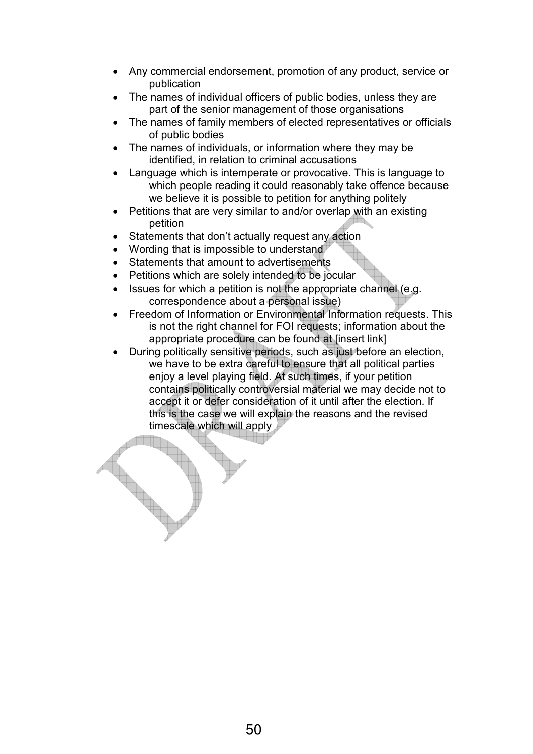- Any commercial endorsement, promotion of any product, service or publication
- The names of individual officers of public bodies, unless they are part of the senior management of those organisations
- The names of family members of elected representatives or officials of public bodies
- The names of individuals, or information where they may be identified, in relation to criminal accusations
- Language which is intemperate or provocative. This is language to which people reading it could reasonably take offence because we believe it is possible to petition for anything politely
- Petitions that are very similar to and/or overlap with an existing petition
- Statements that don't actually request any action
- Wording that is impossible to understand
- Statements that amount to advertisements
- Petitions which are solely intended to be jocular
- Issues for which a petition is not the appropriate channel (e.g. correspondence about a personal issue)
- Freedom of Information or Environmental Information requests. This is not the right channel for FOI requests; information about the appropriate procedure can be found at [insert link]
- During politically sensitive periods, such as just before an election, we have to be extra careful to ensure that all political parties enjoy a level playing field. At such times, if your petition contains politically controversial material we may decide not to accept it or defer consideration of it until after the election. If this is the case we will explain the reasons and the revised timescale which will apply